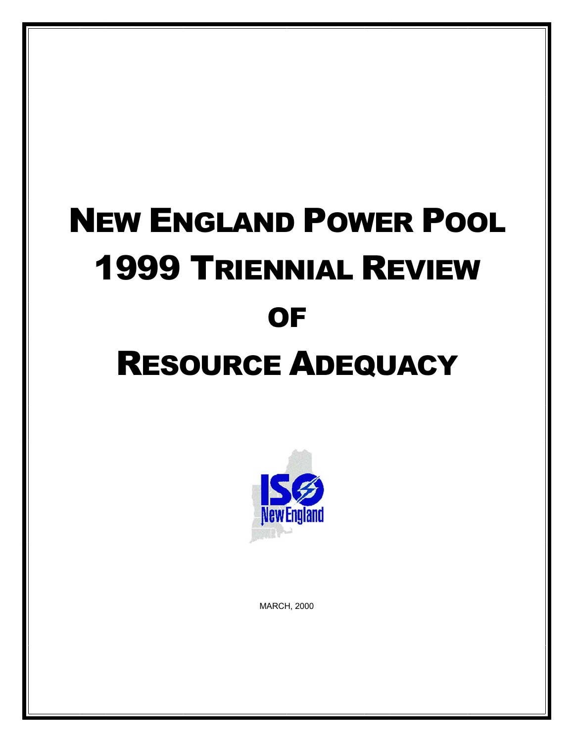# NEW ENGLAND POWER POOL 1999 TRIENNIAL REVIEW OF RESOURCE ADEQUACY

MARCH, 2000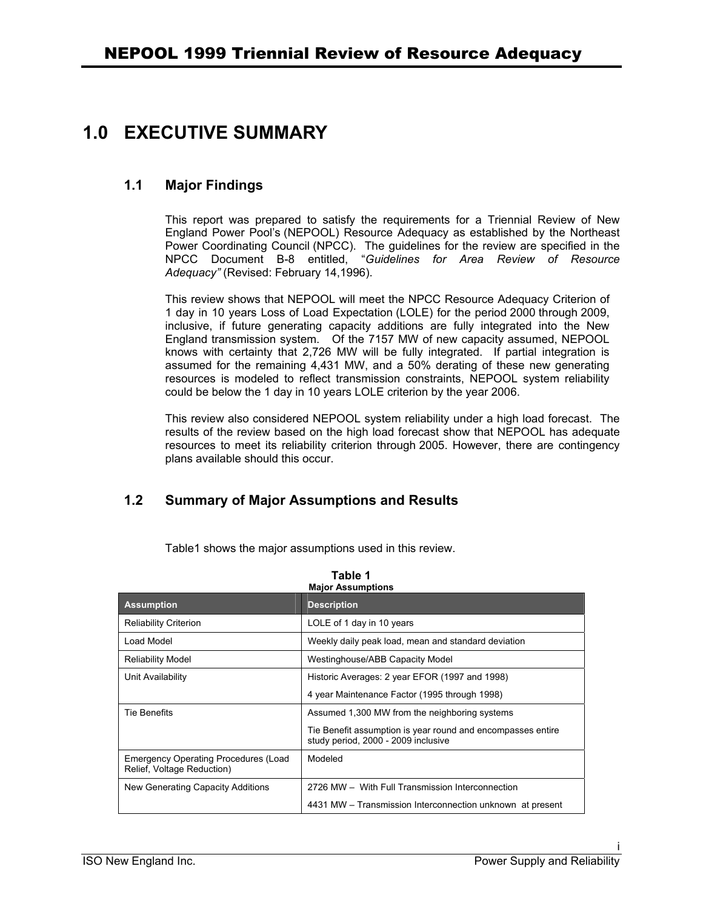// 1.0 EXECUTIVE SUMMARY

## 1.0 EXECUTIVE SUMMARY

### 1.1 Major Findings

This report was prepared to satisfy the requirements for a Triennial Review of New England Power Pool's (NEPOOL) Resource Adequacy as established by the Northeast Power Coordinating Council (NPCC). The guidelines for the review are specified in the NPCC Document B-8 entitled, "*Guidelines for Area Review of Resource Adequacy"* (Revised: February 14,1996).

This review shows that NEPOOL will meet the NPCC Resource Adequacy Criterion of 1 day in 10 years Loss of Load Expectation (LOLE) for the period 2000 through 2009, inclusive, if future generating capacity additions are fully integrated into the New England transmission system. Of the 7157 MW of new capacity assumed, NEPOOL knows with certainty that 2,726 MW will be fully integrated. If partial integration is assumed for the remaining 4,431 MW, and a 50% derating of these new generating resources is modeled to reflect transmission constraints, NEPOOL system reliability could be below the 1 day in 10 years LOLE criterion by the year 2006.

This review also considered NEPOOL system reliability under a high load forecast. The results of the review based on the high load forecast show that NEPOOL has adequate resources to meet its reliability criterion through 2005. However, there are contingency plans available should this occur.

### 1.2 Summary of Major Assumptions and Results

Table1 shows the major assumptions used in this review.

**Table 1**
**Major Assumptions**

| Assumption | Description |
|---|---|
| Reliability Criterion | LOLE of 1 day in 10 years |
| Load Model | Weekly daily peak load, mean and standard deviation |
| Reliability Model | Westinghouse/ABB Capacity Model |
| Unit Availability | Historic Averages: 2 year EFOR (1997 and 1998)<br>4 year Maintenance Factor (1995 through 1998) |
| Tie Benefits | Assumed 1,300 MW from the neighboring systems<br>Tie Benefit assumption is year round and encompasses entire study period, 2000 - 2009 inclusive |
| Emergency Operating Procedures (Load Relief, Voltage Reduction) | Modeled |
| New Generating Capacity Additions | 2726 MW – With Full Transmission Interconnection<br>4431 MW – Transmission Interconnection unknown at present |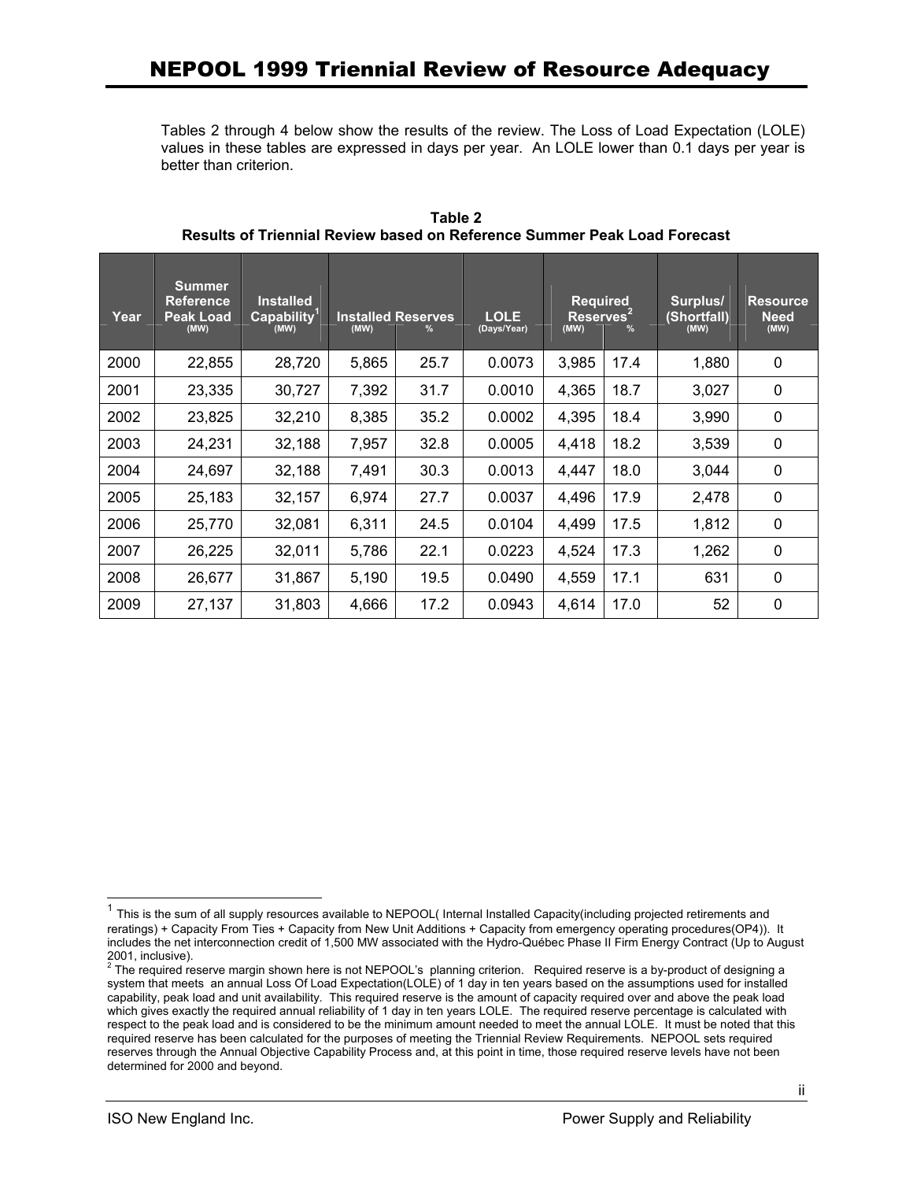Tables 2 through 4 below show the results of the review. The Loss of Load Expectation (LOLE) values in these tables are expressed in days per year. An LOLE lower than 0.1 days per year is better than criterion.

**Table 2**
**Results of Triennial Review based on Reference Summer Peak Load Forecast**

| Year | Summer Reference Peak Load (MW) | Installed Capability[1] (MW) | Installed Reserves (MW) | Installed Reserves % | LOLE (Days/Year) | Required Reserves[2] (MW) | Required Reserves[2] % | Surplus/ (Shortfall) (MW) | Resource Need (MW) |
|---|---|---|---|---|---|---|---|---|---|
| 2000 | 22,855 | 28,720 | 5,865 | 25.7 | 0.0073 | 3,985 | 17.4 | 1,880 | 0 |
| 2001 | 23,335 | 30,727 | 7,392 | 31.7 | 0.0010 | 4,365 | 18.7 | 3,027 | 0 |
| 2002 | 23,825 | 32,210 | 8,385 | 35.2 | 0.0002 | 4,395 | 18.4 | 3,990 | 0 |
| 2003 | 24,231 | 32,188 | 7,957 | 32.8 | 0.0005 | 4,418 | 18.2 | 3,539 | 0 |
| 2004 | 24,697 | 32,188 | 7,491 | 30.3 | 0.0013 | 4,447 | 18.0 | 3,044 | 0 |
| 2005 | 25,183 | 32,157 | 6,974 | 27.7 | 0.0037 | 4,496 | 17.9 | 2,478 | 0 |
| 2006 | 25,770 | 32,081 | 6,311 | 24.5 | 0.0104 | 4,499 | 17.5 | 1,812 | 0 |
| 2007 | 26,225 | 32,011 | 5,786 | 22.1 | 0.0223 | 4,524 | 17.3 | 1,262 | 0 |
| 2008 | 26,677 | 31,867 | 5,190 | 19.5 | 0.0490 | 4,559 | 17.1 | 631 | 0 |
| 2009 | 27,137 | 31,803 | 4,666 | 17.2 | 0.0943 | 4,614 | 17.0 | 52 | 0 |

[1] This is the sum of all supply resources available to NEPOOL( Internal Installed Capacity(including projected retirements and reratings) + Capacity From Ties + Capacity from New Unit Additions + Capacity from emergency operating procedures(OP4)). It includes the net interconnection credit of 1,500 MW associated with the Hydro-Québec Phase II Firm Energy Contract (Up to August 2001, inclusive).

[2] The required reserve margin shown here is not NEPOOL's planning criterion. Required reserve is a by-product of designing a system that meets an annual Loss Of Load Expectation(LOLE) of 1 day in ten years based on the assumptions used for installed capability, peak load and unit availability. This required reserve is the amount of capacity required over and above the peak load which gives exactly the required annual reliability of 1 day in ten years LOLE. The required reserve percentage is calculated with respect to the peak load and is considered to be the minimum amount needed to meet the annual LOLE. It must be noted that this required reserve has been calculated for the purposes of meeting the Triennial Review Requirements. NEPOOL sets required reserves through the Annual Objective Capability Process and, at this point in time, those required reserve levels have not been determined for 2000 and beyond.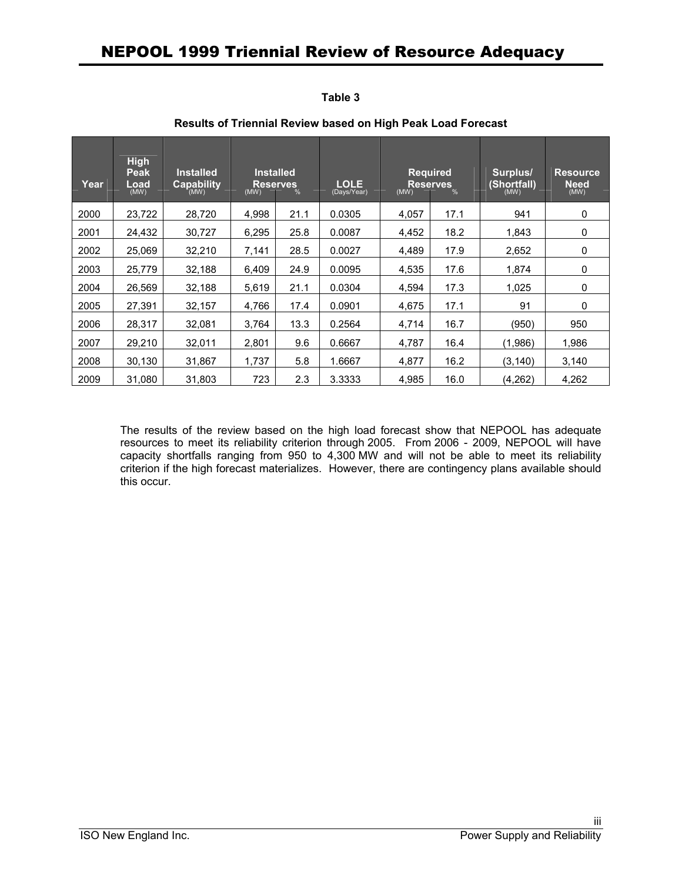**Table 3**

**Results of Triennial Review based on High Peak Load Forecast**

| Year | High Peak Load (MW) | Installed Capability (MW) | Installed Reserves (MW) | Installed Reserves % | LOLE (Days/Year) | Required Reserves (MW) | Required Reserves % | Surplus/ (Shortfall) (MW) | Resource Need (MW) |
|---|---|---|---|---|---|---|---|---|---|
| 2000 | 23,722 | 28,720 | 4,998 | 21.1 | 0.0305 | 4,057 | 17.1 | 941 | 0 |
| 2001 | 24,432 | 30,727 | 6,295 | 25.8 | 0.0087 | 4,452 | 18.2 | 1,843 | 0 |
| 2002 | 25,069 | 32,210 | 7,141 | 28.5 | 0.0027 | 4,489 | 17.9 | 2,652 | 0 |
| 2003 | 25,779 | 32,188 | 6,409 | 24.9 | 0.0095 | 4,535 | 17.6 | 1,874 | 0 |
| 2004 | 26,569 | 32,188 | 5,619 | 21.1 | 0.0304 | 4,594 | 17.3 | 1,025 | 0 |
| 2005 | 27,391 | 32,157 | 4,766 | 17.4 | 0.0901 | 4,675 | 17.1 | 91 | 0 |
| 2006 | 28,317 | 32,081 | 3,764 | 13.3 | 0.2564 | 4,714 | 16.7 | (950) | 950 |
| 2007 | 29,210 | 32,011 | 2,801 | 9.6 | 0.6667 | 4,787 | 16.4 | (1,986) | 1,986 |
| 2008 | 30,130 | 31,867 | 1,737 | 5.8 | 1.6667 | 4,877 | 16.2 | (3,140) | 3,140 |
| 2009 | 31,080 | 31,803 | 723 | 2.3 | 3.3333 | 4,985 | 16.0 | (4,262) | 4,262 |

The results of the review based on the high load forecast show that NEPOOL has adequate resources to meet its reliability criterion through 2005. From 2006 - 2009, NEPOOL will have capacity shortfalls ranging from 950 to 4,300 MW and will not be able to meet its reliability criterion if the high forecast materializes. However, there are contingency plans available should this occur.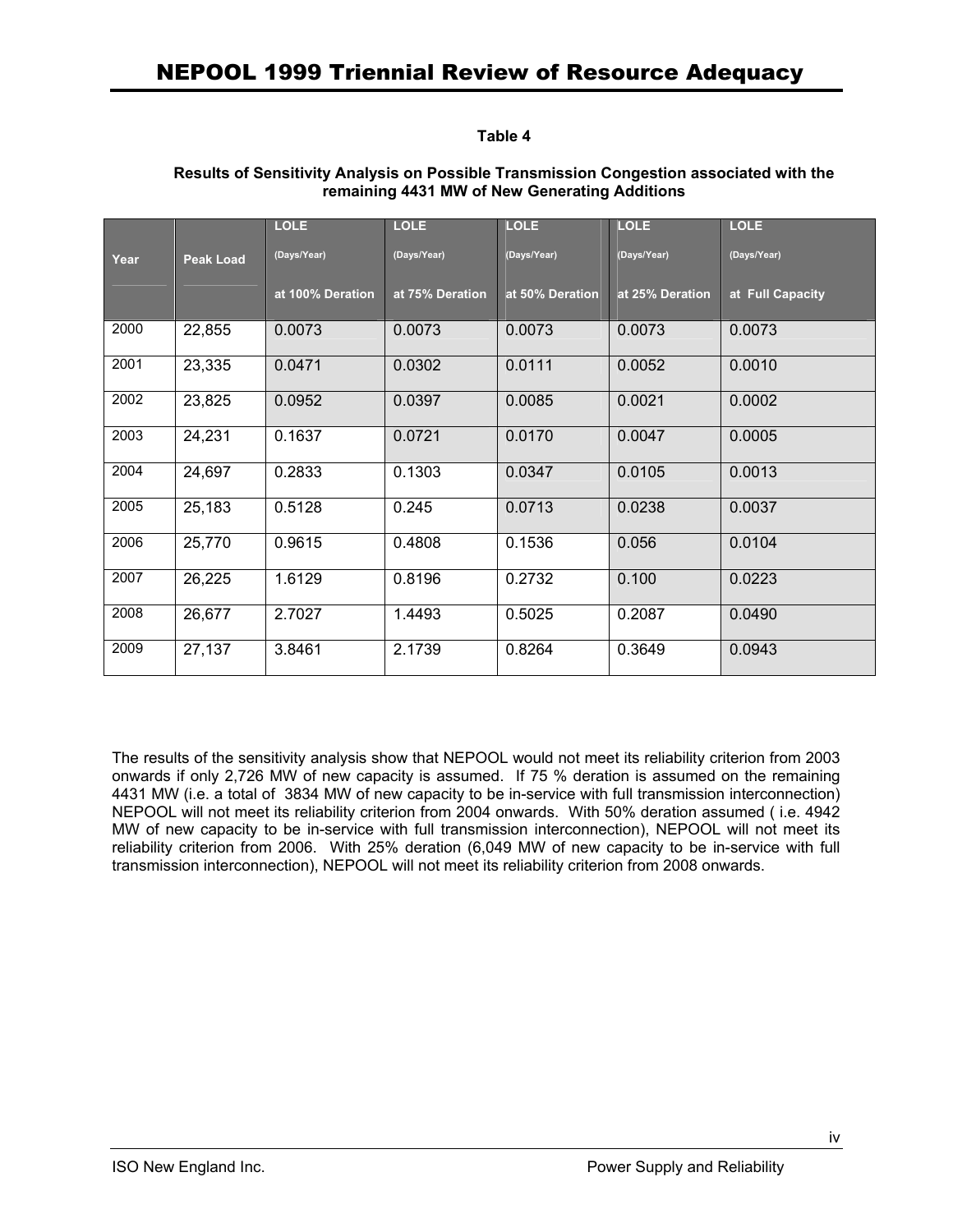**Table 4**

**Results of Sensitivity Analysis on Possible Transmission Congestion associated with the remaining 4431 MW of New Generating Additions**

| Year | Peak Load | LOLE (Days/Year) at 100% Deration | LOLE (Days/Year) at 75% Deration | LOLE (Days/Year) at 50% Deration | LOLE (Days/Year) at 25% Deration | LOLE (Days/Year) at Full Capacity |
|---|---|---|---|---|---|---|
| 2000 | 22,855 | 0.0073 | 0.0073 | 0.0073 | 0.0073 | 0.0073 |
| 2001 | 23,335 | 0.0471 | 0.0302 | 0.0111 | 0.0052 | 0.0010 |
| 2002 | 23,825 | 0.0952 | 0.0397 | 0.0085 | 0.0021 | 0.0002 |
| 2003 | 24,231 | 0.1637 | 0.0721 | 0.0170 | 0.0047 | 0.0005 |
| 2004 | 24,697 | 0.2833 | 0.1303 | 0.0347 | 0.0105 | 0.0013 |
| 2005 | 25,183 | 0.5128 | 0.245 | 0.0713 | 0.0238 | 0.0037 |
| 2006 | 25,770 | 0.9615 | 0.4808 | 0.1536 | 0.056 | 0.0104 |
| 2007 | 26,225 | 1.6129 | 0.8196 | 0.2732 | 0.100 | 0.0223 |
| 2008 | 26,677 | 2.7027 | 1.4493 | 0.5025 | 0.2087 | 0.0490 |
| 2009 | 27,137 | 3.8461 | 2.1739 | 0.8264 | 0.3649 | 0.0943 |

The results of the sensitivity analysis show that NEPOOL would not meet its reliability criterion from 2003 onwards if only 2,726 MW of new capacity is assumed. If 75 % deration is assumed on the remaining 4431 MW (i.e. a total of 3834 MW of new capacity to be in-service with full transmission interconnection) NEPOOL will not meet its reliability criterion from 2004 onwards. With 50% deration assumed ( i.e. 4942 MW of new capacity to be in-service with full transmission interconnection), NEPOOL will not meet its reliability criterion from 2006. With 25% deration (6,049 MW of new capacity to be in-service with full transmission interconnection), NEPOOL will not meet its reliability criterion from 2008 onwards.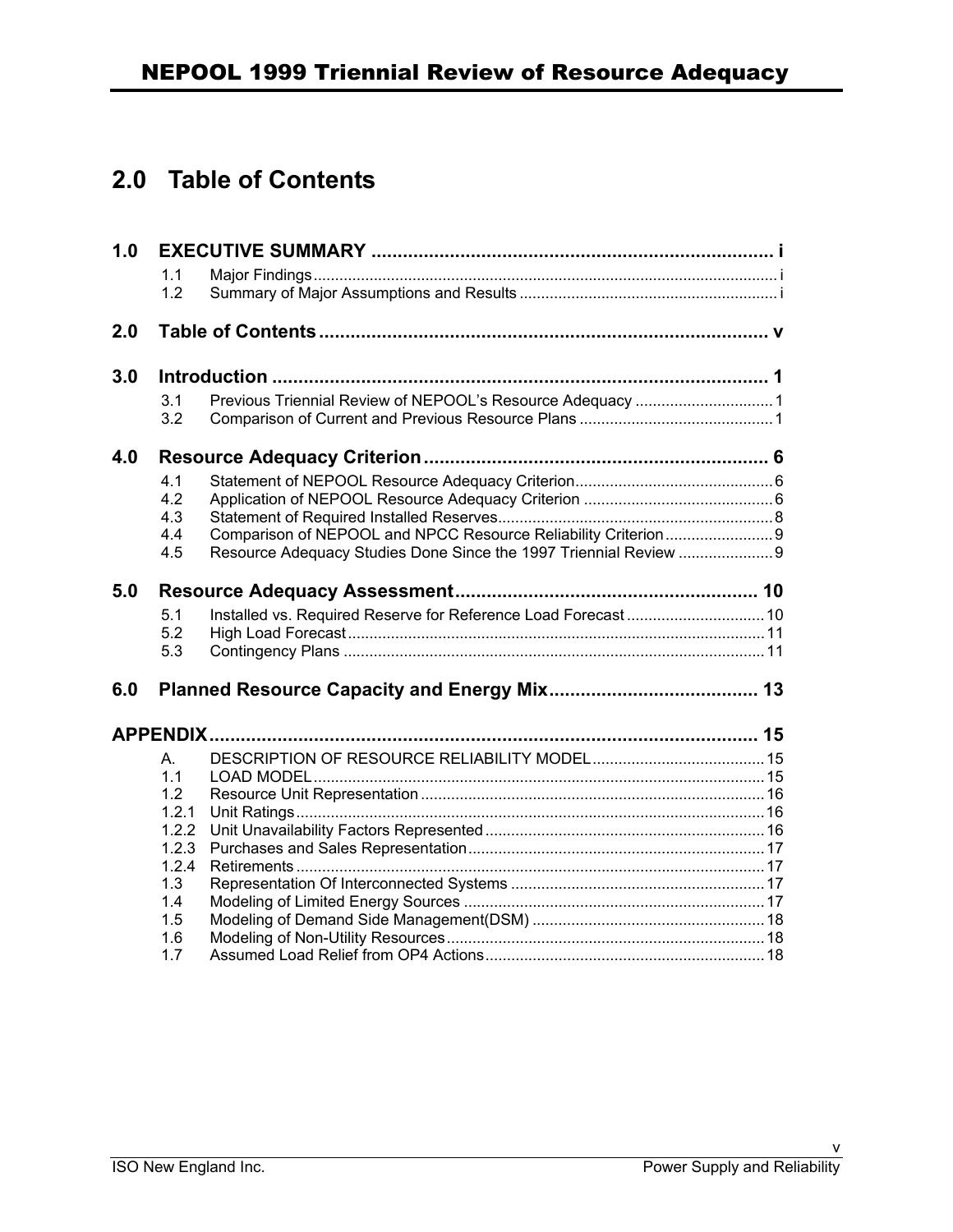# 2.0 Table of Contents

| | | | |
|---|---|---|---|
| **1.0** | **EXECUTIVE SUMMARY** | | **i** |
| | 1.1 | Major Findings | i |
| | 1.2 | Summary of Major Assumptions and Results | i |
| **2.0** | **Table of Contents** | | **v** |
| **3.0** | **Introduction** | | **1** |
| | 3.1 | Previous Triennial Review of NEPOOL's Resource Adequacy | 1 |
| | 3.2 | Comparison of Current and Previous Resource Plans | 1 |
| **4.0** | **Resource Adequacy Criterion** | | **6** |
| | 4.1 | Statement of NEPOOL Resource Adequacy Criterion | 6 |
| | 4.2 | Application of NEPOOL Resource Adequacy Criterion | 6 |
| | 4.3 | Statement of Required Installed Reserves | 8 |
| | 4.4 | Comparison of NEPOOL and NPCC Resource Reliability Criterion | 9 |
| | 4.5 | Resource Adequacy Studies Done Since the 1997 Triennial Review | 9 |
| **5.0** | **Resource Adequacy Assessment** | | **10** |
| | 5.1 | Installed vs. Required Reserve for Reference Load Forecast | 10 |
| | 5.2 | High Load Forecast | 11 |
| | 5.3 | Contingency Plans | 11 |
| **6.0** | **Planned Resource Capacity and Energy Mix** | | **13** |
| **APPENDIX** | | | **15** |
| | A. | DESCRIPTION OF RESOURCE RELIABILITY MODEL | 15 |
| | 1.1 | LOAD MODEL | 15 |
| | 1.2 | Resource Unit Representation | 16 |
| | 1.2.1 | Unit Ratings | 16 |
| | 1.2.2 | Unit Unavailability Factors Represented | 16 |
| | 1.2.3 | Purchases and Sales Representation | 17 |
| | 1.2.4 | Retirements | 17 |
| | 1.3 | Representation Of Interconnected Systems | 17 |
| | 1.4 | Modeling of Limited Energy Sources | 17 |
| | 1.5 | Modeling of Demand Side Management(DSM) | 18 |
| | 1.6 | Modeling of Non-Utility Resources | 18 |
| | 1.7 | Assumed Load Relief from OP4 Actions | 18 |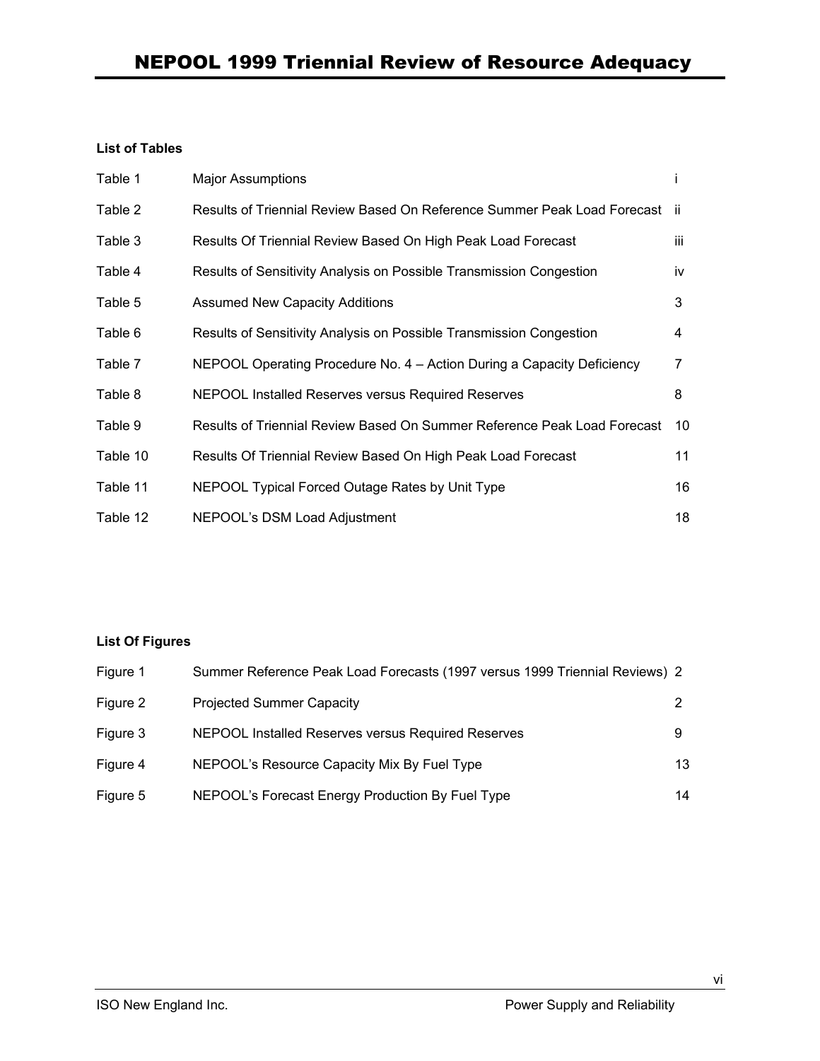**List of Tables**

| | | |
|---|---|---|
| Table 1 | Major Assumptions | i |
| Table 2 | Results of Triennial Review Based On Reference Summer Peak Load Forecast | ii |
| Table 3 | Results Of Triennial Review Based On High Peak Load Forecast | iii |
| Table 4 | Results of Sensitivity Analysis on Possible Transmission Congestion | iv |
| Table 5 | Assumed New Capacity Additions | 3 |
| Table 6 | Results of Sensitivity Analysis on Possible Transmission Congestion | 4 |
| Table 7 | NEPOOL Operating Procedure No. 4 – Action During a Capacity Deficiency | 7 |
| Table 8 | NEPOOL Installed Reserves versus Required Reserves | 8 |
| Table 9 | Results of Triennial Review Based On Summer Reference Peak Load Forecast | 10 |
| Table 10 | Results Of Triennial Review Based On High Peak Load Forecast | 11 |
| Table 11 | NEPOOL Typical Forced Outage Rates by Unit Type | 16 |
| Table 12 | NEPOOL's DSM Load Adjustment | 18 |

**List Of Figures**

| | | |
|---|---|---|
| Figure 1 | Summer Reference Peak Load Forecasts (1997 versus 1999 Triennial Reviews) | 2 |
| Figure 2 | Projected Summer Capacity | 2 |
| Figure 3 | NEPOOL Installed Reserves versus Required Reserves | 9 |
| Figure 4 | NEPOOL's Resource Capacity Mix By Fuel Type | 13 |
| Figure 5 | NEPOOL's Forecast Energy Production By Fuel Type | 14 |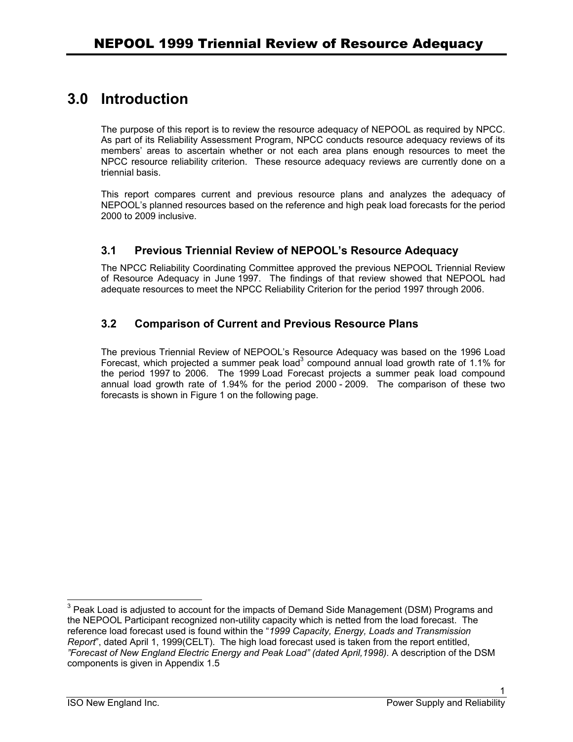# 3.0 Introduction

The purpose of this report is to review the resource adequacy of NEPOOL as required by NPCC. As part of its Reliability Assessment Program, NPCC conducts resource adequacy reviews of its members' areas to ascertain whether or not each area plans enough resources to meet the NPCC resource reliability criterion. These resource adequacy reviews are currently done on a triennial basis.

This report compares current and previous resource plans and analyzes the adequacy of NEPOOL's planned resources based on the reference and high peak load forecasts for the period 2000 to 2009 inclusive.

## 3.1 Previous Triennial Review of NEPOOL's Resource Adequacy

The NPCC Reliability Coordinating Committee approved the previous NEPOOL Triennial Review of Resource Adequacy in June 1997. The findings of that review showed that NEPOOL had adequate resources to meet the NPCC Reliability Criterion for the period 1997 through 2006.

## 3.2 Comparison of Current and Previous Resource Plans

The previous Triennial Review of NEPOOL's Resource Adequacy was based on the 1996 Load Forecast, which projected a summer peak load[3] compound annual load growth rate of 1.1% for the period 1997 to 2006. The 1999 Load Forecast projects a summer peak load compound annual load growth rate of 1.94% for the period 2000 - 2009. The comparison of these two forecasts is shown in Figure 1 on the following page.

---

[3] Peak Load is adjusted to account for the impacts of Demand Side Management (DSM) Programs and the NEPOOL Participant recognized non-utility capacity which is netted from the load forecast. The reference load forecast used is found within the "*1999 Capacity, Energy, Loads and Transmission Report*", dated April 1, 1999(CELT). The high load forecast used is taken from the report entitled, *"Forecast of New England Electric Energy and Peak Load" (dated April,1998).* A description of the DSM components is given in Appendix 1.5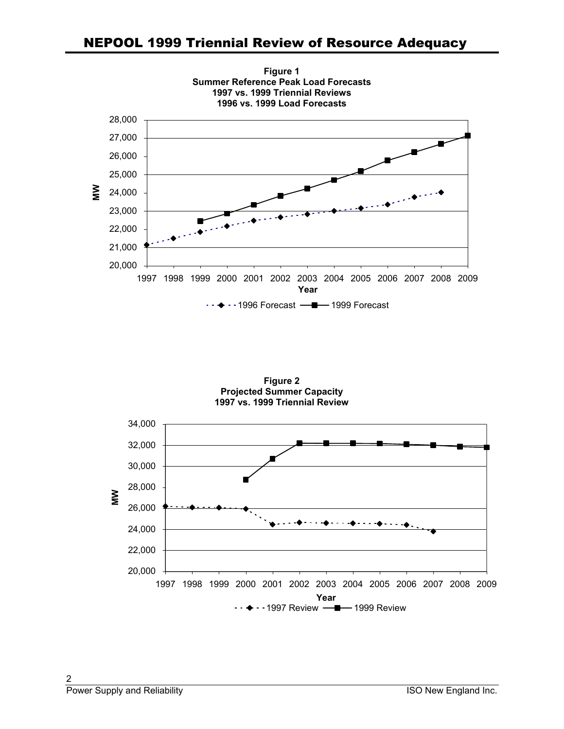**Figure 1**
**Summer Reference Peak Load Forecasts**
**1997 vs. 1999 Triennial Reviews**
**1996 vs. 1999 Load Forecasts**

**Figure 2**
**Projected Summer Capacity**
**1997 vs. 1999 Triennial Review**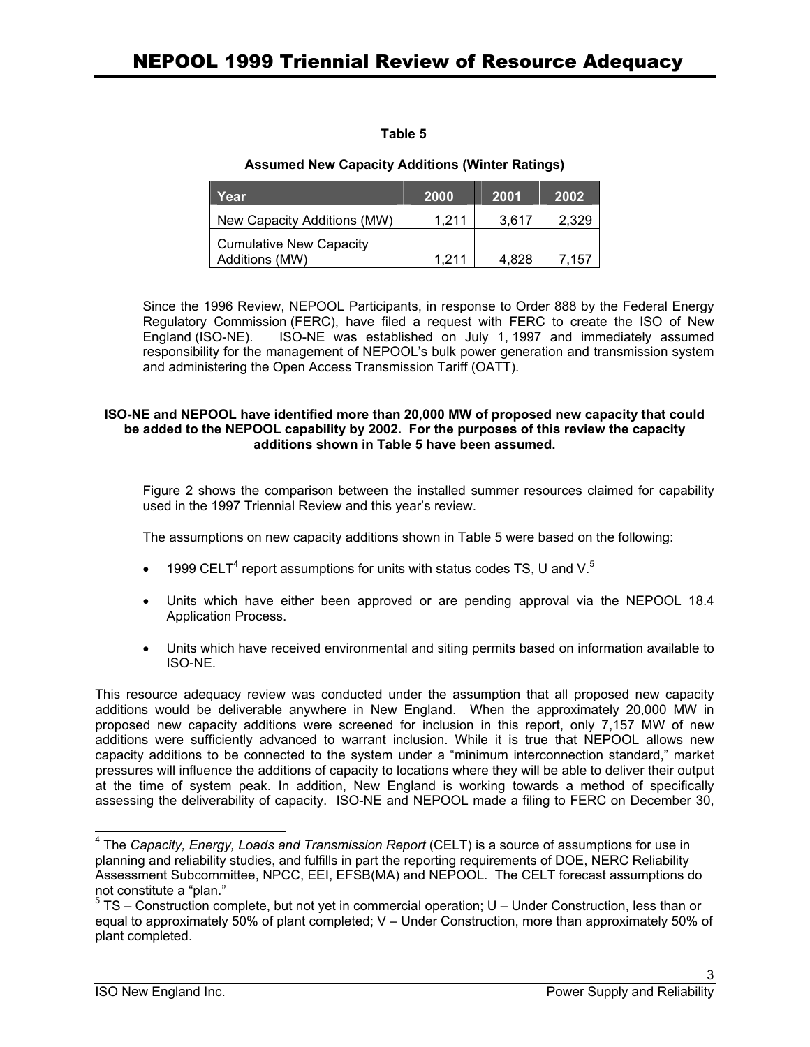**Table 5**

**Assumed New Capacity Additions (Winter Ratings)**

| Year | 2000 | 2001 | 2002 |
|---|---|---|---|
| New Capacity Additions (MW) | 1,211 | 3,617 | 2,329 |
| Cumulative New Capacity Additions (MW) | 1,211 | 4,828 | 7,157 |

Since the 1996 Review, NEPOOL Participants, in response to Order 888 by the Federal Energy Regulatory Commission (FERC), have filed a request with FERC to create the ISO of New England (ISO-NE). ISO-NE was established on July 1, 1997 and immediately assumed responsibility for the management of NEPOOL's bulk power generation and transmission system and administering the Open Access Transmission Tariff (OATT).

**ISO-NE and NEPOOL have identified more than 20,000 MW of proposed new capacity that could be added to the NEPOOL capability by 2002. For the purposes of this review the capacity additions shown in Table 5 have been assumed.**

Figure 2 shows the comparison between the installed summer resources claimed for capability used in the 1997 Triennial Review and this year's review.

The assumptions on new capacity additions shown in Table 5 were based on the following:

- 1999 CELT[4] report assumptions for units with status codes TS, U and V.[5]
- Units which have either been approved or are pending approval via the NEPOOL 18.4 Application Process.
- Units which have received environmental and siting permits based on information available to ISO-NE.

This resource adequacy review was conducted under the assumption that all proposed new capacity additions would be deliverable anywhere in New England. When the approximately 20,000 MW in proposed new capacity additions were screened for inclusion in this report, only 7,157 MW of new additions were sufficiently advanced to warrant inclusion. While it is true that NEPOOL allows new capacity additions to be connected to the system under a "minimum interconnection standard," market pressures will influence the additions of capacity to locations where they will be able to deliver their output at the time of system peak. In addition, New England is working towards a method of specifically assessing the deliverability of capacity. ISO-NE and NEPOOL made a filing to FERC on December 30,

---

[4] The *Capacity, Energy, Loads and Transmission Report* (CELT) is a source of assumptions for use in planning and reliability studies, and fulfills in part the reporting requirements of DOE, NERC Reliability Assessment Subcommittee, NPCC, EEI, EFSB(MA) and NEPOOL. The CELT forecast assumptions do not constitute a "plan."

[5] TS – Construction complete, but not yet in commercial operation; U – Under Construction, less than or equal to approximately 50% of plant completed; V – Under Construction, more than approximately 50% of plant completed.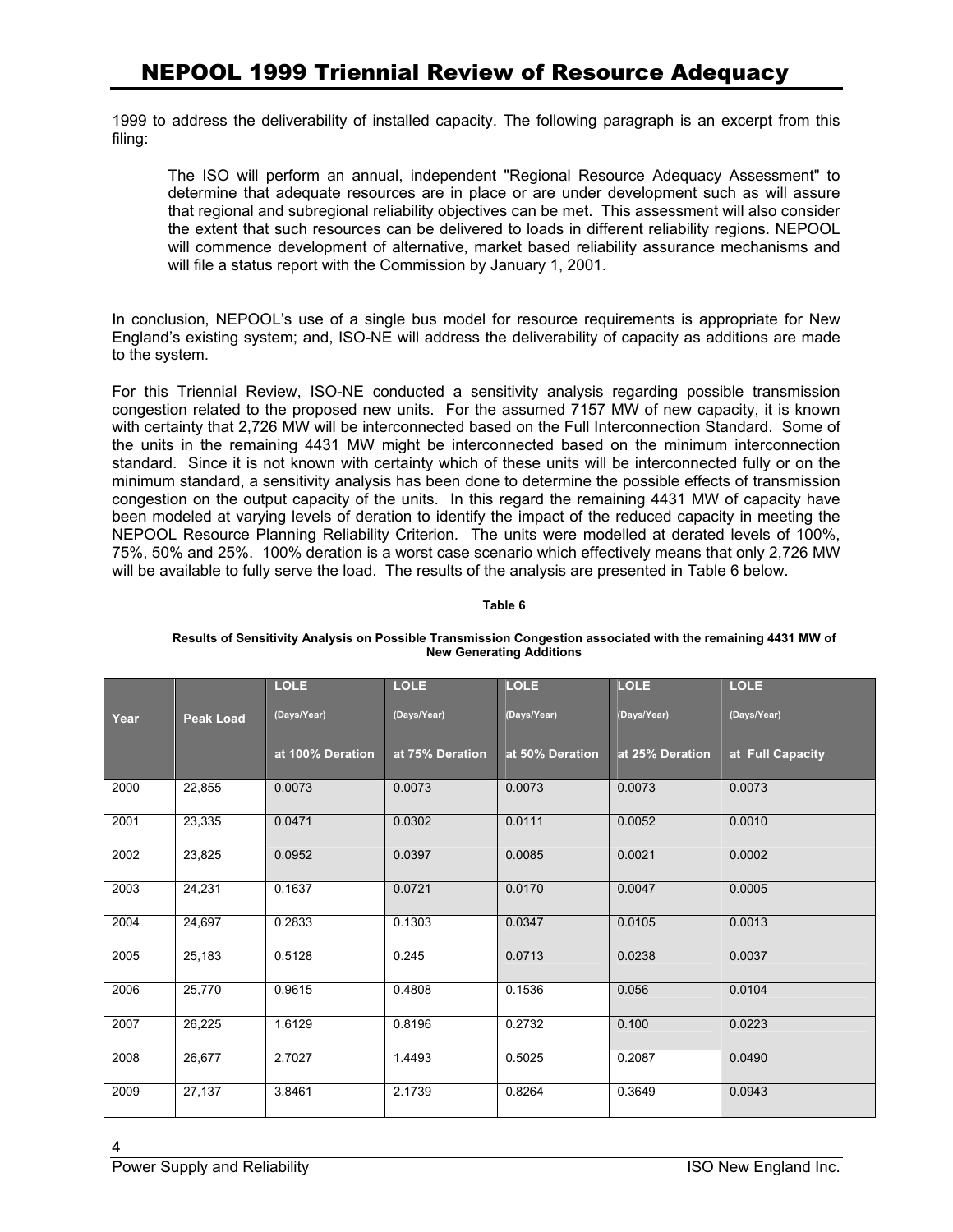1999 to address the deliverability of installed capacity. The following paragraph is an excerpt from this filing:

> The ISO will perform an annual, independent "Regional Resource Adequacy Assessment" to determine that adequate resources are in place or are under development such as will assure that regional and subregional reliability objectives can be met. This assessment will also consider the extent that such resources can be delivered to loads in different reliability regions. NEPOOL will commence development of alternative, market based reliability assurance mechanisms and will file a status report with the Commission by January 1, 2001.

In conclusion, NEPOOL's use of a single bus model for resource requirements is appropriate for New England's existing system; and, ISO-NE will address the deliverability of capacity as additions are made to the system.

For this Triennial Review, ISO-NE conducted a sensitivity analysis regarding possible transmission congestion related to the proposed new units. For the assumed 7157 MW of new capacity, it is known with certainty that 2,726 MW will be interconnected based on the Full Interconnection Standard. Some of the units in the remaining 4431 MW might be interconnected based on the minimum interconnection standard. Since it is not known with certainty which of these units will be interconnected fully or on the minimum standard, a sensitivity analysis has been done to determine the possible effects of transmission congestion on the output capacity of the units. In this regard the remaining 4431 MW of capacity have been modeled at varying levels of deration to identify the impact of the reduced capacity in meeting the NEPOOL Resource Planning Reliability Criterion. The units were modelled at derated levels of 100%, 75%, 50% and 25%. 100% deration is a worst case scenario which effectively means that only 2,726 MW will be available to fully serve the load. The results of the analysis are presented in Table 6 below.

**Table 6**

**Results of Sensitivity Analysis on Possible Transmission Congestion associated with the remaining 4431 MW of New Generating Additions**

| Year | Peak Load | LOLE (Days/Year) at 100% Deration | LOLE (Days/Year) at 75% Deration | LOLE (Days/Year) at 50% Deration | LOLE (Days/Year) at 25% Deration | LOLE (Days/Year) at Full Capacity |
|---|---|---|---|---|---|---|
| 2000 | 22,855 | 0.0073 | 0.0073 | 0.0073 | 0.0073 | 0.0073 |
| 2001 | 23,335 | 0.0471 | 0.0302 | 0.0111 | 0.0052 | 0.0010 |
| 2002 | 23,825 | 0.0952 | 0.0397 | 0.0085 | 0.0021 | 0.0002 |
| 2003 | 24,231 | 0.1637 | 0.0721 | 0.0170 | 0.0047 | 0.0005 |
| 2004 | 24,697 | 0.2833 | 0.1303 | 0.0347 | 0.0105 | 0.0013 |
| 2005 | 25,183 | 0.5128 | 0.245 | 0.0713 | 0.0238 | 0.0037 |
| 2006 | 25,770 | 0.9615 | 0.4808 | 0.1536 | 0.056 | 0.0104 |
| 2007 | 26,225 | 1.6129 | 0.8196 | 0.2732 | 0.100 | 0.0223 |
| 2008 | 26,677 | 2.7027 | 1.4493 | 0.5025 | 0.2087 | 0.0490 |
| 2009 | 27,137 | 3.8461 | 2.1739 | 0.8264 | 0.3649 | 0.0943 |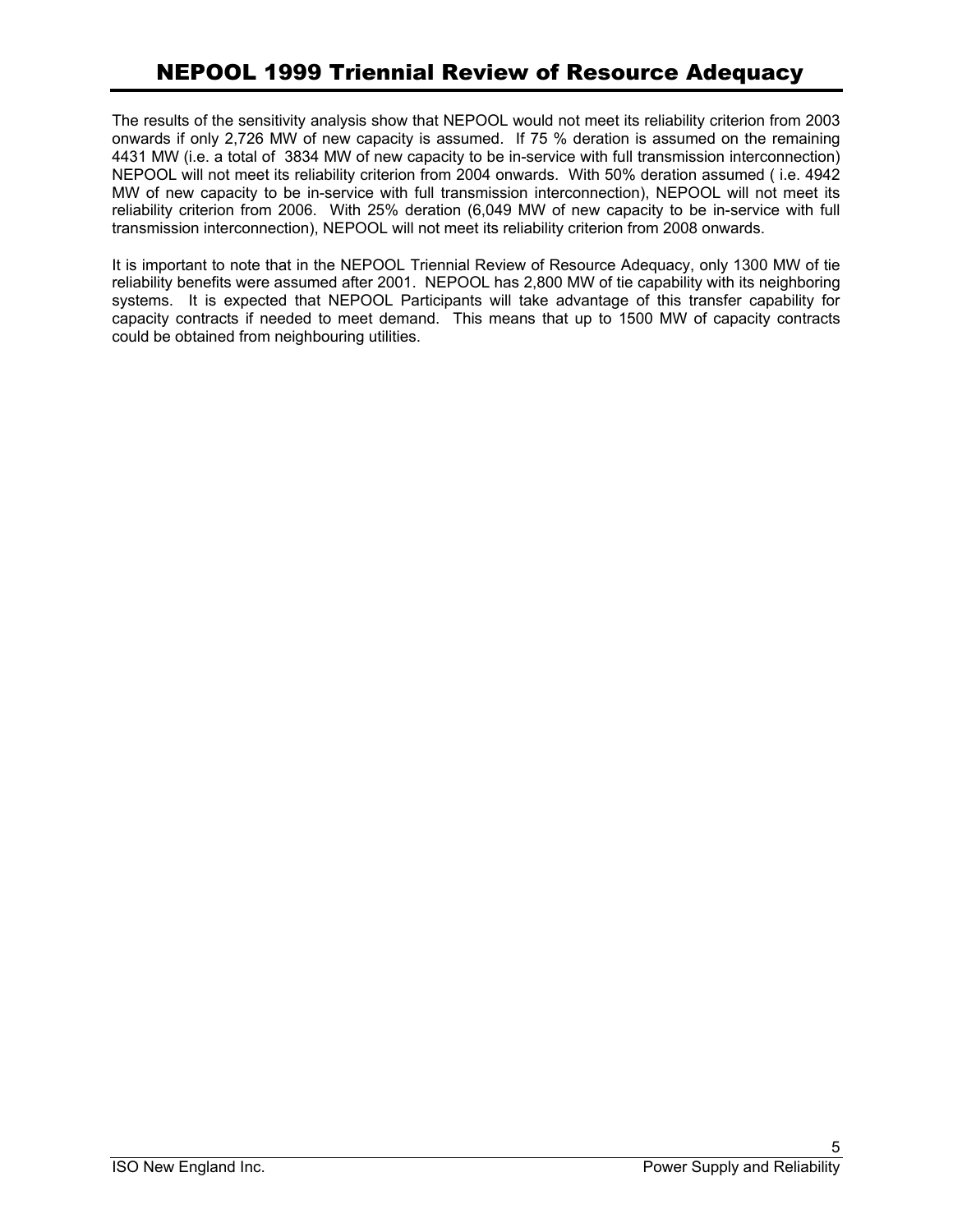The results of the sensitivity analysis show that NEPOOL would not meet its reliability criterion from 2003 onwards if only 2,726 MW of new capacity is assumed. If 75 % deration is assumed on the remaining 4431 MW (i.e. a total of 3834 MW of new capacity to be in-service with full transmission interconnection) NEPOOL will not meet its reliability criterion from 2004 onwards. With 50% deration assumed ( i.e. 4942 MW of new capacity to be in-service with full transmission interconnection), NEPOOL will not meet its reliability criterion from 2006. With 25% deration (6,049 MW of new capacity to be in-service with full transmission interconnection), NEPOOL will not meet its reliability criterion from 2008 onwards.

It is important to note that in the NEPOOL Triennial Review of Resource Adequacy, only 1300 MW of tie reliability benefits were assumed after 2001. NEPOOL has 2,800 MW of tie capability with its neighboring systems. It is expected that NEPOOL Participants will take advantage of this transfer capability for capacity contracts if needed to meet demand. This means that up to 1500 MW of capacity contracts could be obtained from neighbouring utilities.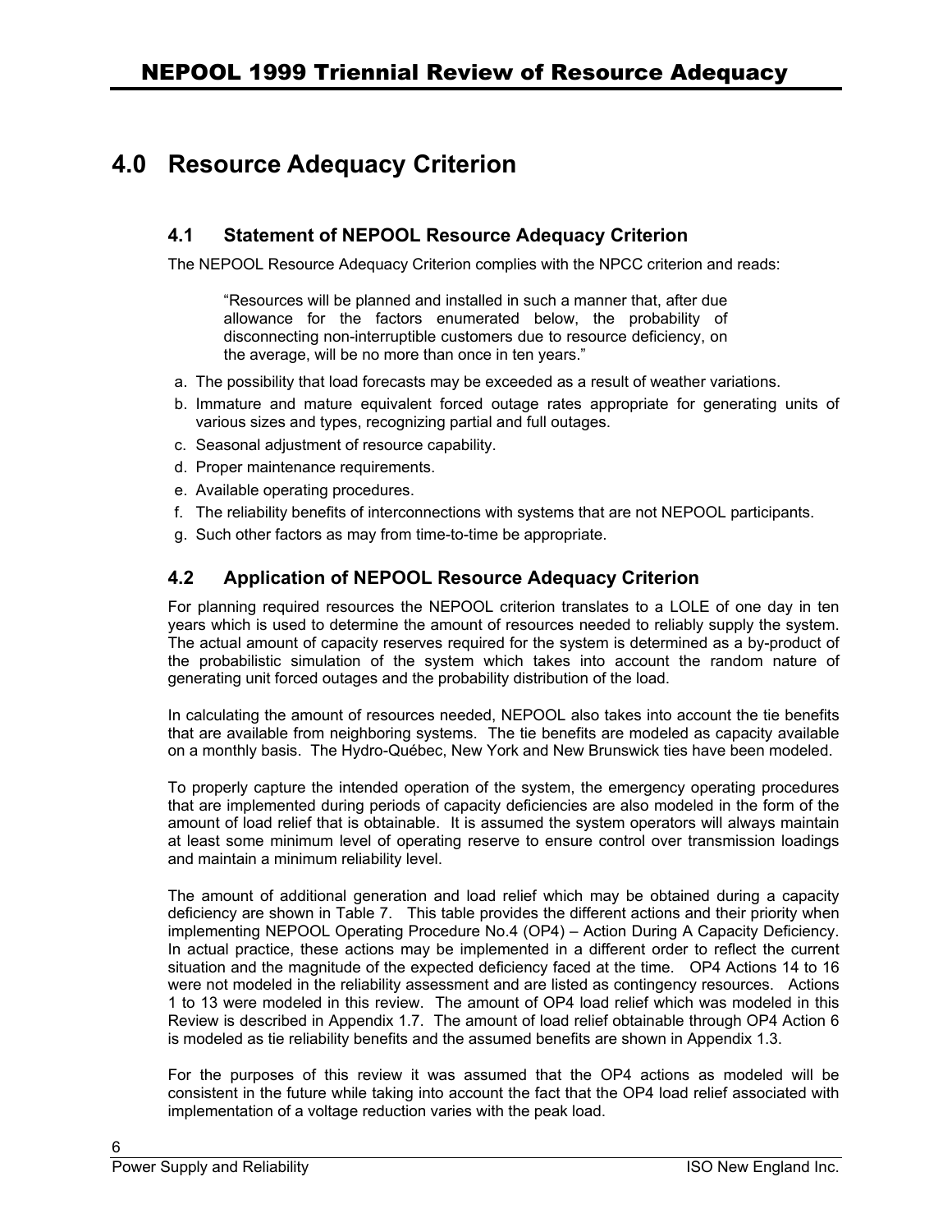# 4.0 Resource Adequacy Criterion

## 4.1 Statement of NEPOOL Resource Adequacy Criterion

The NEPOOL Resource Adequacy Criterion complies with the NPCC criterion and reads:

> "Resources will be planned and installed in such a manner that, after due allowance for the factors enumerated below, the probability of disconnecting non-interruptible customers due to resource deficiency, on the average, will be no more than once in ten years."

a. The possibility that load forecasts may be exceeded as a result of weather variations.
b. Immature and mature equivalent forced outage rates appropriate for generating units of various sizes and types, recognizing partial and full outages.
c. Seasonal adjustment of resource capability.
d. Proper maintenance requirements.
e. Available operating procedures.
f. The reliability benefits of interconnections with systems that are not NEPOOL participants.
g. Such other factors as may from time-to-time be appropriate.

## 4.2 Application of NEPOOL Resource Adequacy Criterion

For planning required resources the NEPOOL criterion translates to a LOLE of one day in ten years which is used to determine the amount of resources needed to reliably supply the system. The actual amount of capacity reserves required for the system is determined as a by-product of the probabilistic simulation of the system which takes into account the random nature of generating unit forced outages and the probability distribution of the load.

In calculating the amount of resources needed, NEPOOL also takes into account the tie benefits that are available from neighboring systems. The tie benefits are modeled as capacity available on a monthly basis. The Hydro-Québec, New York and New Brunswick ties have been modeled.

To properly capture the intended operation of the system, the emergency operating procedures that are implemented during periods of capacity deficiencies are also modeled in the form of the amount of load relief that is obtainable. It is assumed the system operators will always maintain at least some minimum level of operating reserve to ensure control over transmission loadings and maintain a minimum reliability level.

The amount of additional generation and load relief which may be obtained during a capacity deficiency are shown in Table 7. This table provides the different actions and their priority when implementing NEPOOL Operating Procedure No.4 (OP4) – Action During A Capacity Deficiency. In actual practice, these actions may be implemented in a different order to reflect the current situation and the magnitude of the expected deficiency faced at the time. OP4 Actions 14 to 16 were not modeled in the reliability assessment and are listed as contingency resources. Actions 1 to 13 were modeled in this review. The amount of OP4 load relief which was modeled in this Review is described in Appendix 1.7. The amount of load relief obtainable through OP4 Action 6 is modeled as tie reliability benefits and the assumed benefits are shown in Appendix 1.3.

For the purposes of this review it was assumed that the OP4 actions as modeled will be consistent in the future while taking into account the fact that the OP4 load relief associated with implementation of a voltage reduction varies with the peak load.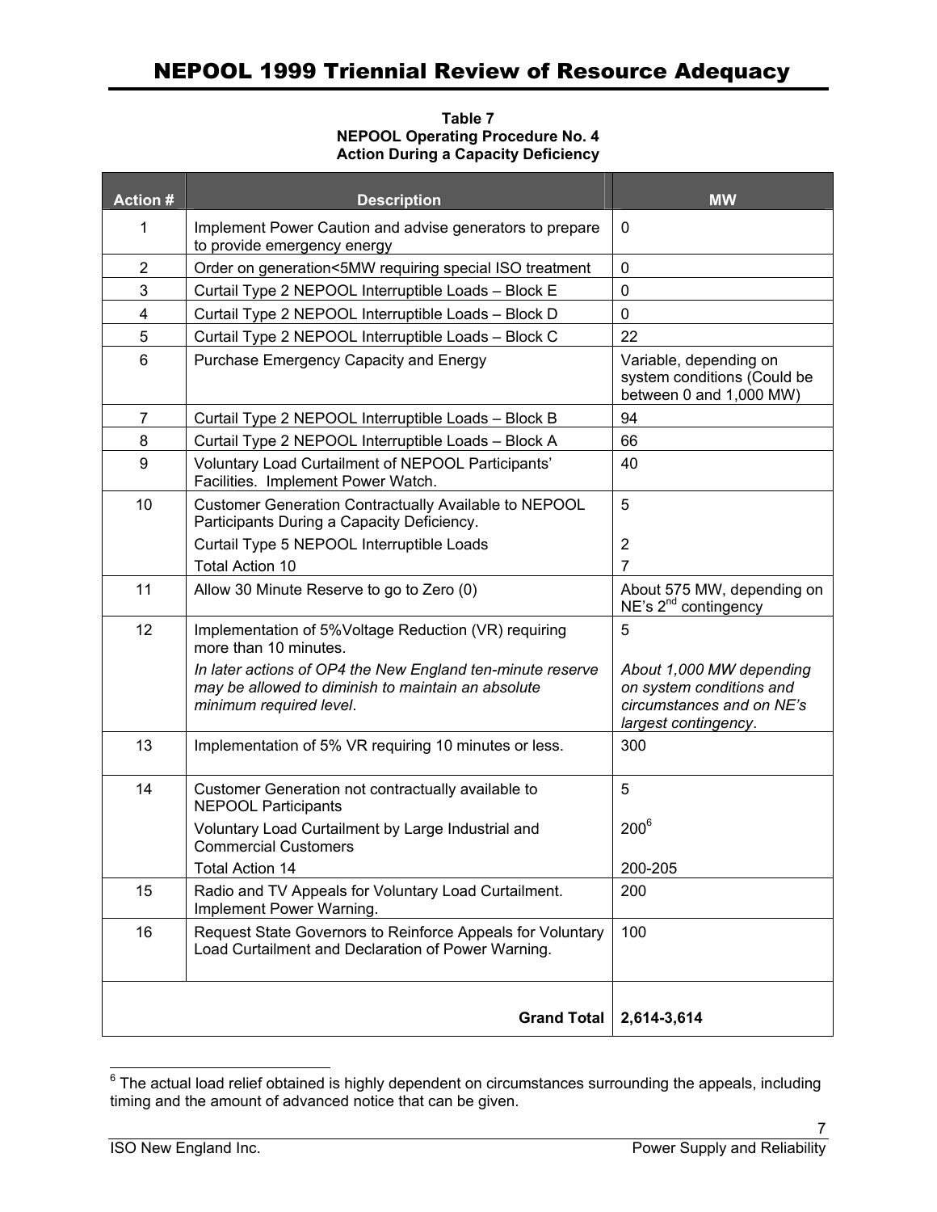**Table 7**
**NEPOOL Operating Procedure No. 4**
**Action During a Capacity Deficiency**

| Action # | Description | MW |
|---|---|---|
| 1 | Implement Power Caution and advise generators to prepare to provide emergency energy | 0 |
| 2 | Order on generation<5MW requiring special ISO treatment | 0 |
| 3 | Curtail Type 2 NEPOOL Interruptible Loads – Block E | 0 |
| 4 | Curtail Type 2 NEPOOL Interruptible Loads – Block D | 0 |
| 5 | Curtail Type 2 NEPOOL Interruptible Loads – Block C | 22 |
| 6 | Purchase Emergency Capacity and Energy | Variable, depending on system conditions (Could be between 0 and 1,000 MW) |
| 7 | Curtail Type 2 NEPOOL Interruptible Loads – Block B | 94 |
| 8 | Curtail Type 2 NEPOOL Interruptible Loads – Block A | 66 |
| 9 | Voluntary Load Curtailment of NEPOOL Participants' Facilities. Implement Power Watch. | 40 |
| 10 | Customer Generation Contractually Available to NEPOOL Participants During a Capacity Deficiency. | 5 |
| | Curtail Type 5 NEPOOL Interruptible Loads | 2 |
| | Total Action 10 | 7 |
| 11 | Allow 30 Minute Reserve to go to Zero (0) | About 575 MW, depending on NE's 2nd contingency |
| 12 | Implementation of 5%Voltage Reduction (VR) requiring more than 10 minutes. | 5 |
| | *In later actions of OP4 the New England ten-minute reserve may be allowed to diminish to maintain an absolute minimum required level.* | *About 1,000 MW depending on system conditions and circumstances and on NE's largest contingency.* |
| 13 | Implementation of 5% VR requiring 10 minutes or less. | 300 |
| 14 | Customer Generation not contractually available to NEPOOL Participants | 5 |
| | Voluntary Load Curtailment by Large Industrial and Commercial Customers | 200[6] |
| | Total Action 14 | 200-205 |
| 15 | Radio and TV Appeals for Voluntary Load Curtailment. Implement Power Warning. | 200 |
| 16 | Request State Governors to Reinforce Appeals for Voluntary Load Curtailment and Declaration of Power Warning. | 100 |
| | **Grand Total** | **2,614-3,614** |

[6] The actual load relief obtained is highly dependent on circumstances surrounding the appeals, including timing and the amount of advanced notice that can be given.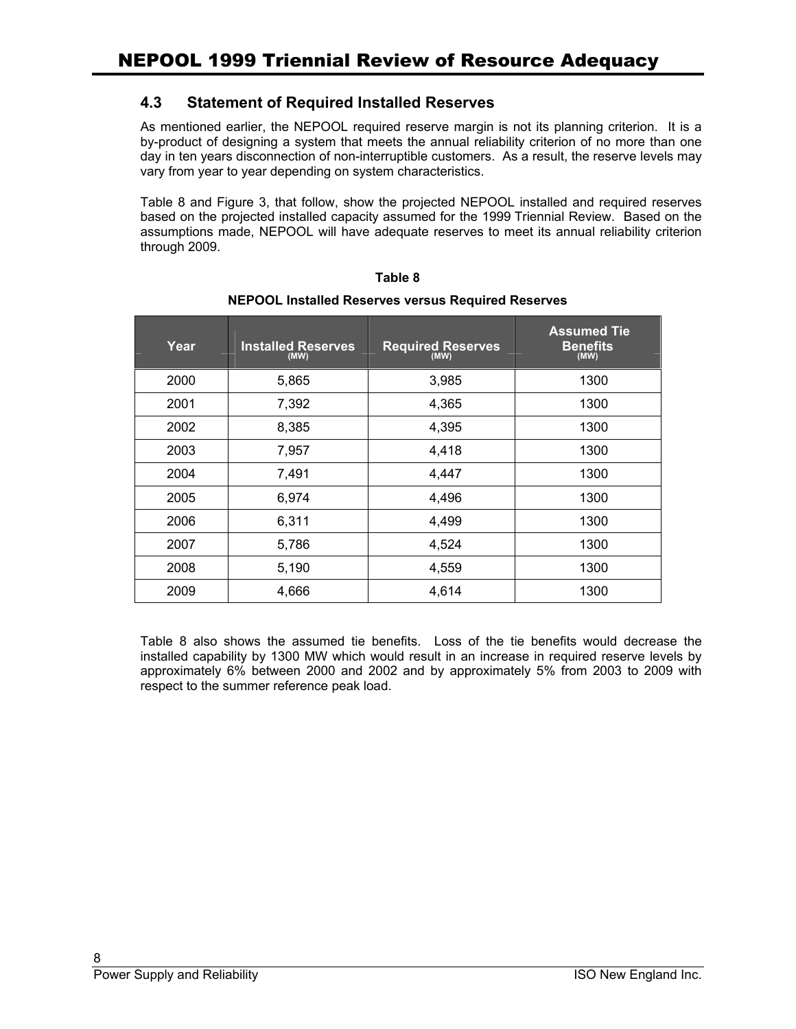### 4.3 Statement of Required Installed Reserves

As mentioned earlier, the NEPOOL required reserve margin is not its planning criterion. It is a by-product of designing a system that meets the annual reliability criterion of no more than one day in ten years disconnection of non-interruptible customers. As a result, the reserve levels may vary from year to year depending on system characteristics.

Table 8 and Figure 3, that follow, show the projected NEPOOL installed and required reserves based on the projected installed capacity assumed for the 1999 Triennial Review. Based on the assumptions made, NEPOOL will have adequate reserves to meet its annual reliability criterion through 2009.

**Table 8**

**NEPOOL Installed Reserves versus Required Reserves**

| Year | Installed Reserves (MW) | Required Reserves (MW) | Assumed Tie Benefits (MW) |
|---|---|---|---|
| 2000 | 5,865 | 3,985 | 1300 |
| 2001 | 7,392 | 4,365 | 1300 |
| 2002 | 8,385 | 4,395 | 1300 |
| 2003 | 7,957 | 4,418 | 1300 |
| 2004 | 7,491 | 4,447 | 1300 |
| 2005 | 6,974 | 4,496 | 1300 |
| 2006 | 6,311 | 4,499 | 1300 |
| 2007 | 5,786 | 4,524 | 1300 |
| 2008 | 5,190 | 4,559 | 1300 |
| 2009 | 4,666 | 4,614 | 1300 |

Table 8 also shows the assumed tie benefits. Loss of the tie benefits would decrease the installed capability by 1300 MW which would result in an increase in required reserve levels by approximately 6% between 2000 and 2002 and by approximately 5% from 2003 to 2009 with respect to the summer reference peak load.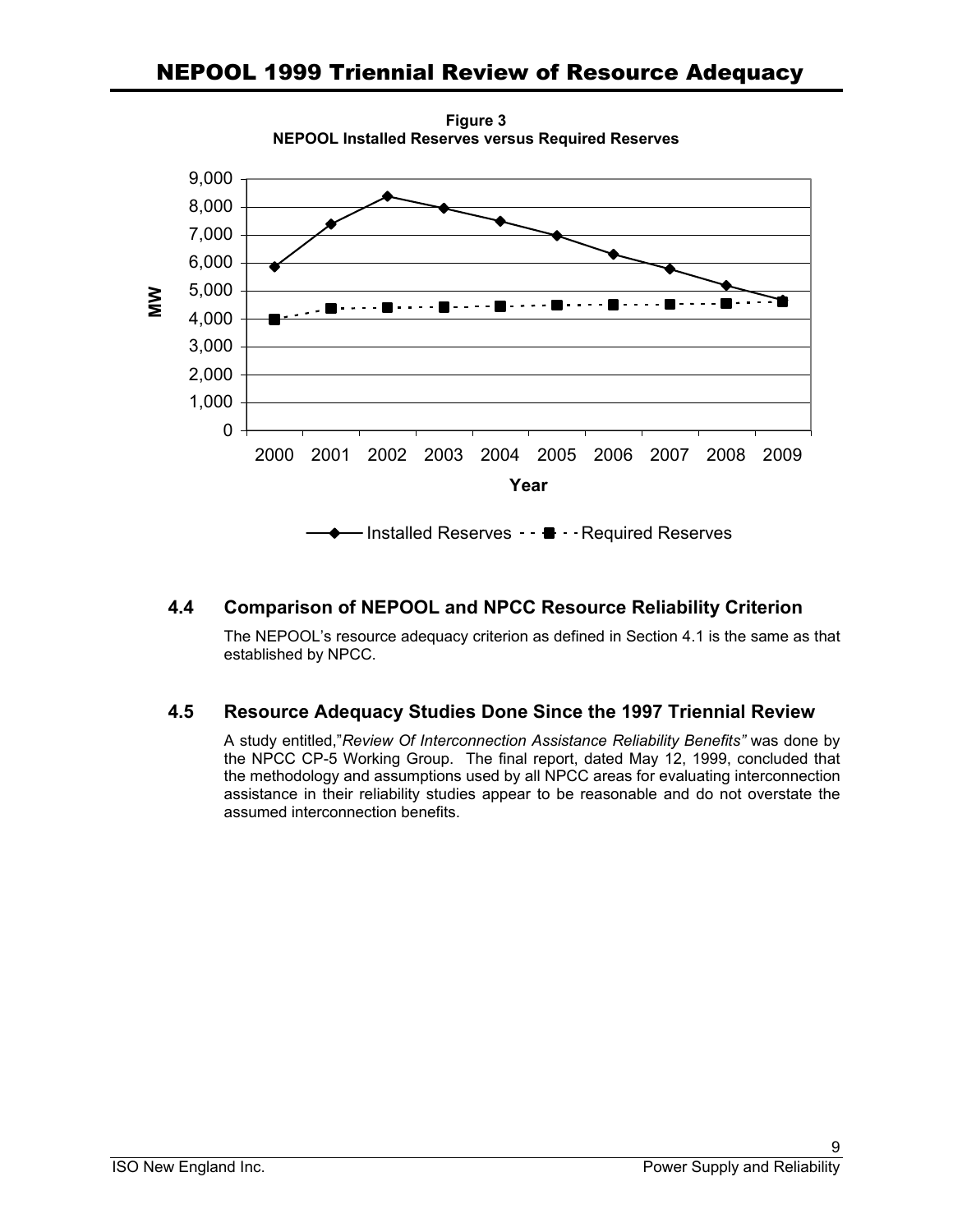**Figure 3**
**NEPOOL Installed Reserves versus Required Reserves**

## 4.4 Comparison of NEPOOL and NPCC Resource Reliability Criterion

The NEPOOL's resource adequacy criterion as defined in Section 4.1 is the same as that established by NPCC.

## 4.5 Resource Adequacy Studies Done Since the 1997 Triennial Review

A study entitled,"*Review Of Interconnection Assistance Reliability Benefits"* was done by the NPCC CP-5 Working Group. The final report, dated May 12, 1999, concluded that the methodology and assumptions used by all NPCC areas for evaluating interconnection assistance in their reliability studies appear to be reasonable and do not overstate the assumed interconnection benefits.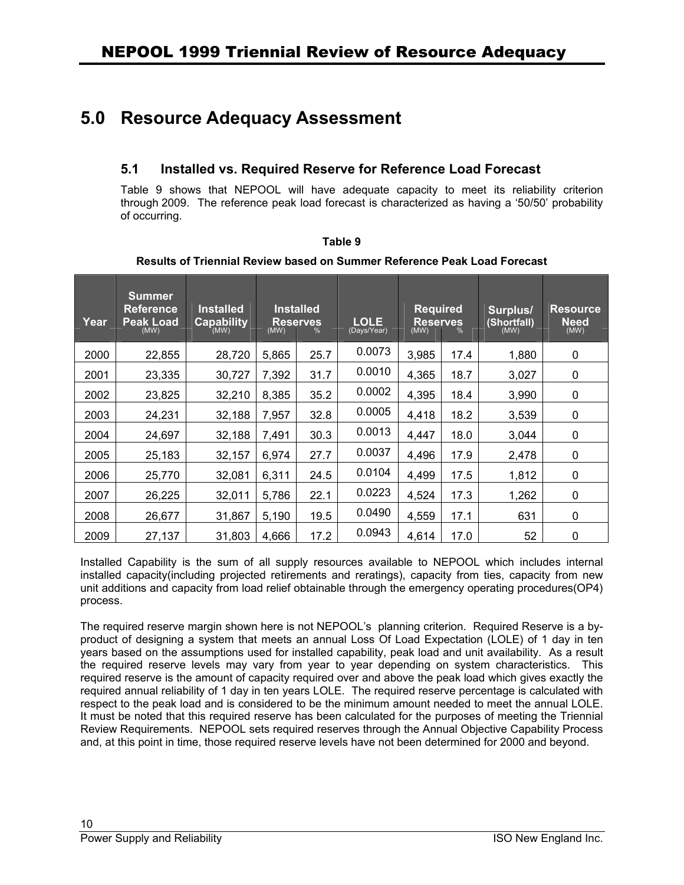## 5.0 Resource Adequacy Assessment

### 5.1 Installed vs. Required Reserve for Reference Load Forecast

Table 9 shows that NEPOOL will have adequate capacity to meet its reliability criterion through 2009. The reference peak load forecast is characterized as having a '50/50' probability of occurring.

**Table 9**

**Results of Triennial Review based on Summer Reference Peak Load Forecast**

| Year | Summer Reference Peak Load (MW) | Installed Capability (MW) | Installed Reserves (MW) | Installed Reserves % | LOLE (Days/Year) | Required Reserves (MW) | Required Reserves % | Surplus/ (Shortfall) (MW) | Resource Need (MW) |
|---|---|---|---|---|---|---|---|---|---|
| 2000 | 22,855 | 28,720 | 5,865 | 25.7 | 0.0073 | 3,985 | 17.4 | 1,880 | 0 |
| 2001 | 23,335 | 30,727 | 7,392 | 31.7 | 0.0010 | 4,365 | 18.7 | 3,027 | 0 |
| 2002 | 23,825 | 32,210 | 8,385 | 35.2 | 0.0002 | 4,395 | 18.4 | 3,990 | 0 |
| 2003 | 24,231 | 32,188 | 7,957 | 32.8 | 0.0005 | 4,418 | 18.2 | 3,539 | 0 |
| 2004 | 24,697 | 32,188 | 7,491 | 30.3 | 0.0013 | 4,447 | 18.0 | 3,044 | 0 |
| 2005 | 25,183 | 32,157 | 6,974 | 27.7 | 0.0037 | 4,496 | 17.9 | 2,478 | 0 |
| 2006 | 25,770 | 32,081 | 6,311 | 24.5 | 0.0104 | 4,499 | 17.5 | 1,812 | 0 |
| 2007 | 26,225 | 32,011 | 5,786 | 22.1 | 0.0223 | 4,524 | 17.3 | 1,262 | 0 |
| 2008 | 26,677 | 31,867 | 5,190 | 19.5 | 0.0490 | 4,559 | 17.1 | 631 | 0 |
| 2009 | 27,137 | 31,803 | 4,666 | 17.2 | 0.0943 | 4,614 | 17.0 | 52 | 0 |

Installed Capability is the sum of all supply resources available to NEPOOL which includes internal installed capacity(including projected retirements and reratings), capacity from ties, capacity from new unit additions and capacity from load relief obtainable through the emergency operating procedures(OP4) process.

The required reserve margin shown here is not NEPOOL's planning criterion. Required Reserve is a by-product of designing a system that meets an annual Loss Of Load Expectation (LOLE) of 1 day in ten years based on the assumptions used for installed capability, peak load and unit availability. As a result the required reserve levels may vary from year to year depending on system characteristics. This required reserve is the amount of capacity required over and above the peak load which gives exactly the required annual reliability of 1 day in ten years LOLE. The required reserve percentage is calculated with respect to the peak load and is considered to be the minimum amount needed to meet the annual LOLE. It must be noted that this required reserve has been calculated for the purposes of meeting the Triennial Review Requirements. NEPOOL sets required reserves through the Annual Objective Capability Process and, at this point in time, those required reserve levels have not been determined for 2000 and beyond.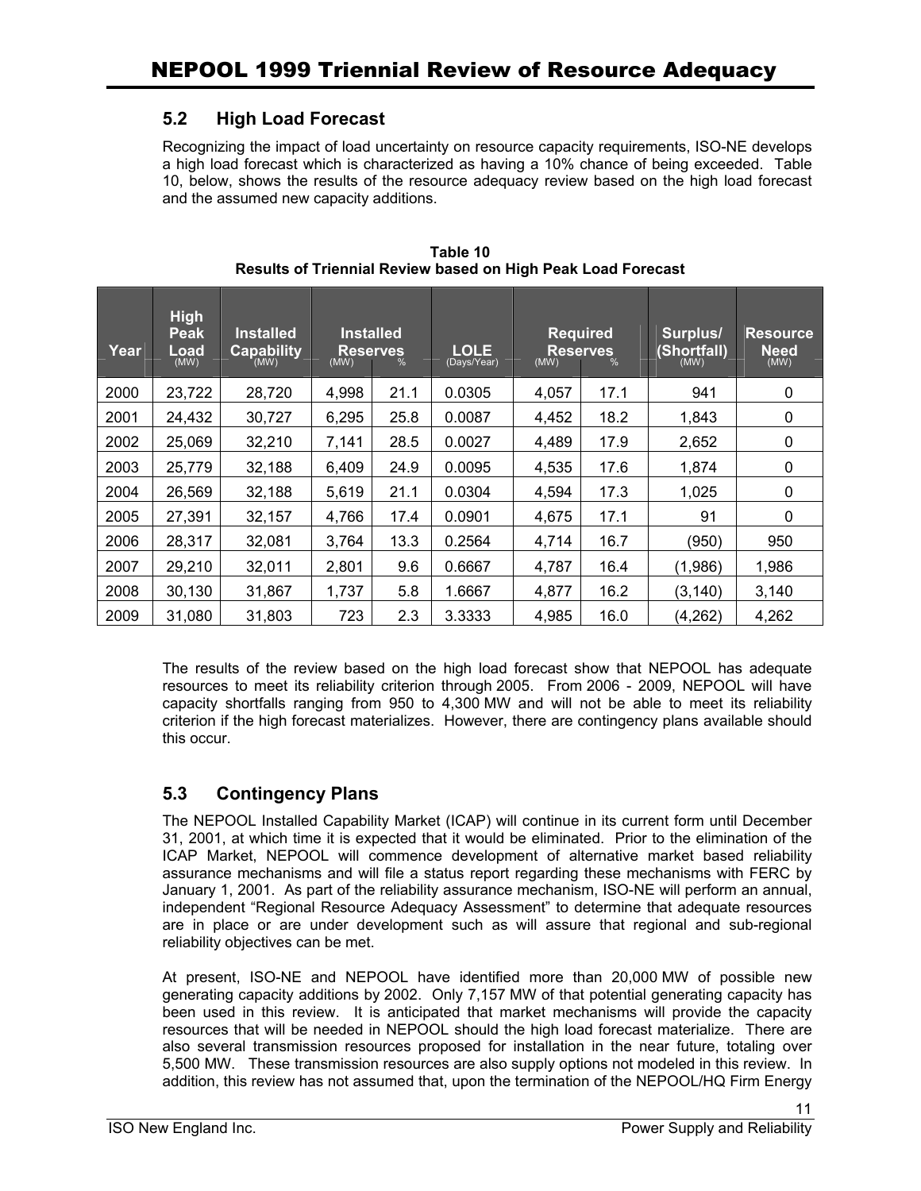### 5.2 High Load Forecast

Recognizing the impact of load uncertainty on resource capacity requirements, ISO-NE develops a high load forecast which is characterized as having a 10% chance of being exceeded. Table 10, below, shows the results of the resource adequacy review based on the high load forecast and the assumed new capacity additions.

**Table 10**
**Results of Triennial Review based on High Peak Load Forecast**

| Year | High Peak Load (MW) | Installed Capability (MW) | Installed Reserves (MW) | Installed Reserves % | LOLE (Days/Year) | Required Reserves (MW) | Required Reserves % | Surplus/ (Shortfall) (MW) | Resource Need (MW) |
|---|---|---|---|---|---|---|---|---|---|
| 2000 | 23,722 | 28,720 | 4,998 | 21.1 | 0.0305 | 4,057 | 17.1 | 941 | 0 |
| 2001 | 24,432 | 30,727 | 6,295 | 25.8 | 0.0087 | 4,452 | 18.2 | 1,843 | 0 |
| 2002 | 25,069 | 32,210 | 7,141 | 28.5 | 0.0027 | 4,489 | 17.9 | 2,652 | 0 |
| 2003 | 25,779 | 32,188 | 6,409 | 24.9 | 0.0095 | 4,535 | 17.6 | 1,874 | 0 |
| 2004 | 26,569 | 32,188 | 5,619 | 21.1 | 0.0304 | 4,594 | 17.3 | 1,025 | 0 |
| 2005 | 27,391 | 32,157 | 4,766 | 17.4 | 0.0901 | 4,675 | 17.1 | 91 | 0 |
| 2006 | 28,317 | 32,081 | 3,764 | 13.3 | 0.2564 | 4,714 | 16.7 | (950) | 950 |
| 2007 | 29,210 | 32,011 | 2,801 | 9.6 | 0.6667 | 4,787 | 16.4 | (1,986) | 1,986 |
| 2008 | 30,130 | 31,867 | 1,737 | 5.8 | 1.6667 | 4,877 | 16.2 | (3,140) | 3,140 |
| 2009 | 31,080 | 31,803 | 723 | 2.3 | 3.3333 | 4,985 | 16.0 | (4,262) | 4,262 |

The results of the review based on the high load forecast show that NEPOOL has adequate resources to meet its reliability criterion through 2005. From 2006 - 2009, NEPOOL will have capacity shortfalls ranging from 950 to 4,300 MW and will not be able to meet its reliability criterion if the high forecast materializes. However, there are contingency plans available should this occur.

### 5.3 Contingency Plans

The NEPOOL Installed Capability Market (ICAP) will continue in its current form until December 31, 2001, at which time it is expected that it would be eliminated. Prior to the elimination of the ICAP Market, NEPOOL will commence development of alternative market based reliability assurance mechanisms and will file a status report regarding these mechanisms with FERC by January 1, 2001. As part of the reliability assurance mechanism, ISO-NE will perform an annual, independent "Regional Resource Adequacy Assessment" to determine that adequate resources are in place or are under development such as will assure that regional and sub-regional reliability objectives can be met.

At present, ISO-NE and NEPOOL have identified more than 20,000 MW of possible new generating capacity additions by 2002. Only 7,157 MW of that potential generating capacity has been used in this review. It is anticipated that market mechanisms will provide the capacity resources that will be needed in NEPOOL should the high load forecast materialize. There are also several transmission resources proposed for installation in the near future, totaling over 5,500 MW. These transmission resources are also supply options not modeled in this review. In addition, this review has not assumed that, upon the termination of the NEPOOL/HQ Firm Energy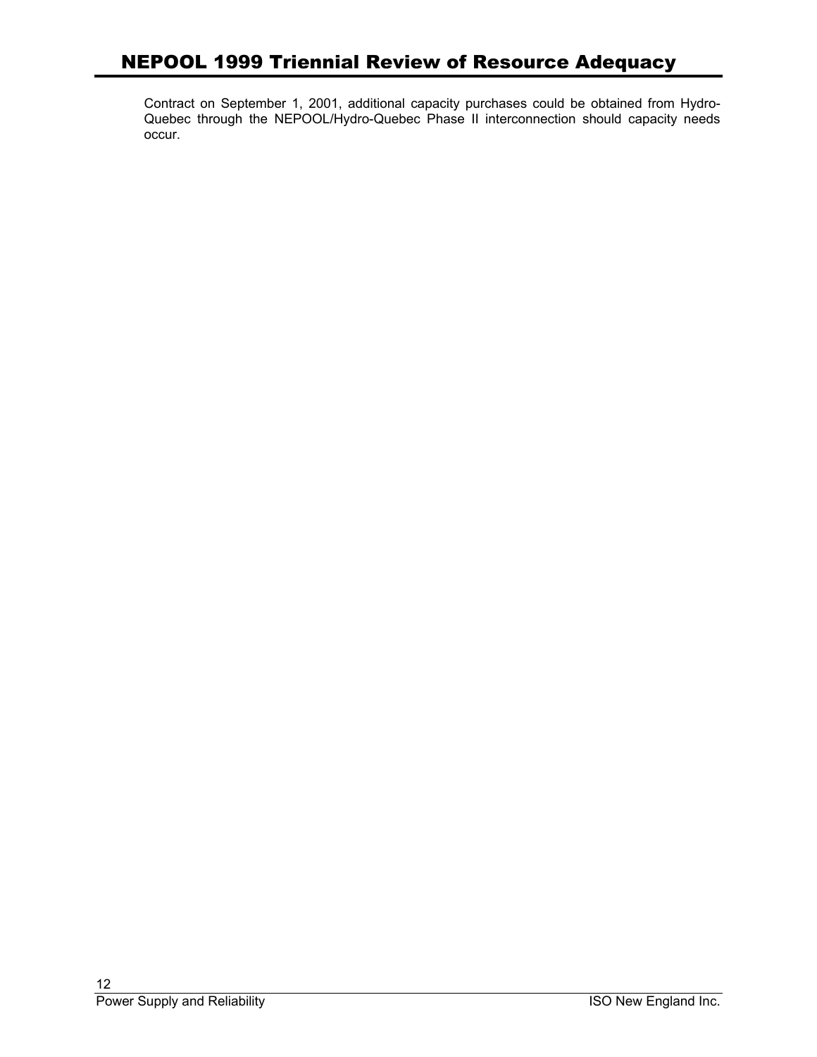Contract on September 1, 2001, additional capacity purchases could be obtained from Hydro-Quebec through the NEPOOL/Hydro-Quebec Phase II interconnection should capacity needs occur.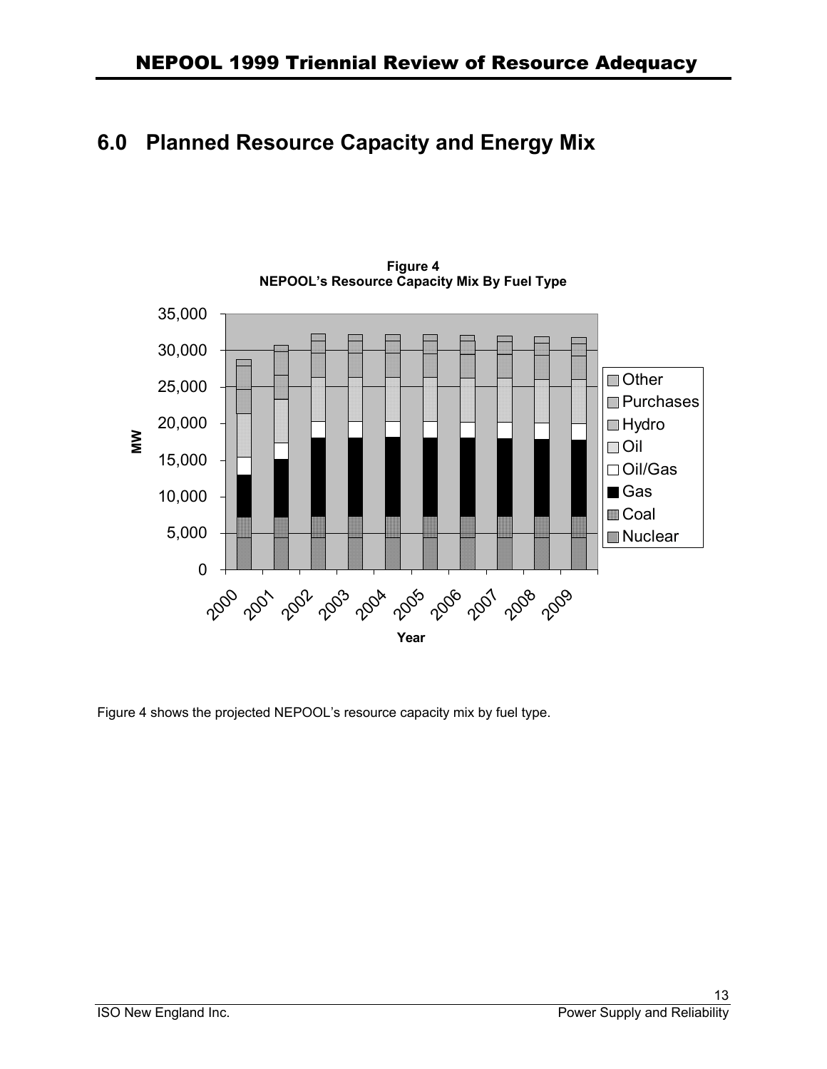# 6.0 Planned Resource Capacity and Energy Mix

**Figure 4**
**NEPOOL's Resource Capacity Mix By Fuel Type**

Figure 4 shows the projected NEPOOL's resource capacity mix by fuel type.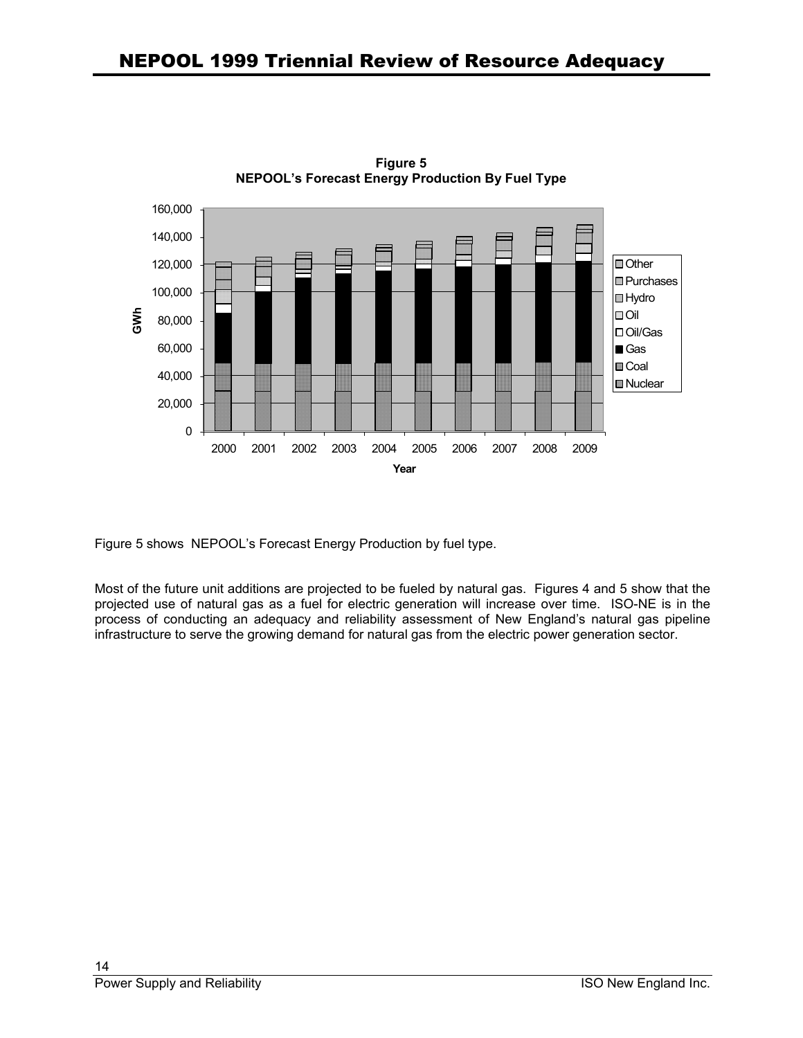**Figure 5**
**NEPOOL's Forecast Energy Production By Fuel Type**

Figure 5 shows NEPOOL's Forecast Energy Production by fuel type.

Most of the future unit additions are projected to be fueled by natural gas. Figures 4 and 5 show that the projected use of natural gas as a fuel for electric generation will increase over time. ISO-NE is in the process of conducting an adequacy and reliability assessment of New England's natural gas pipeline infrastructure to serve the growing demand for natural gas from the electric power generation sector.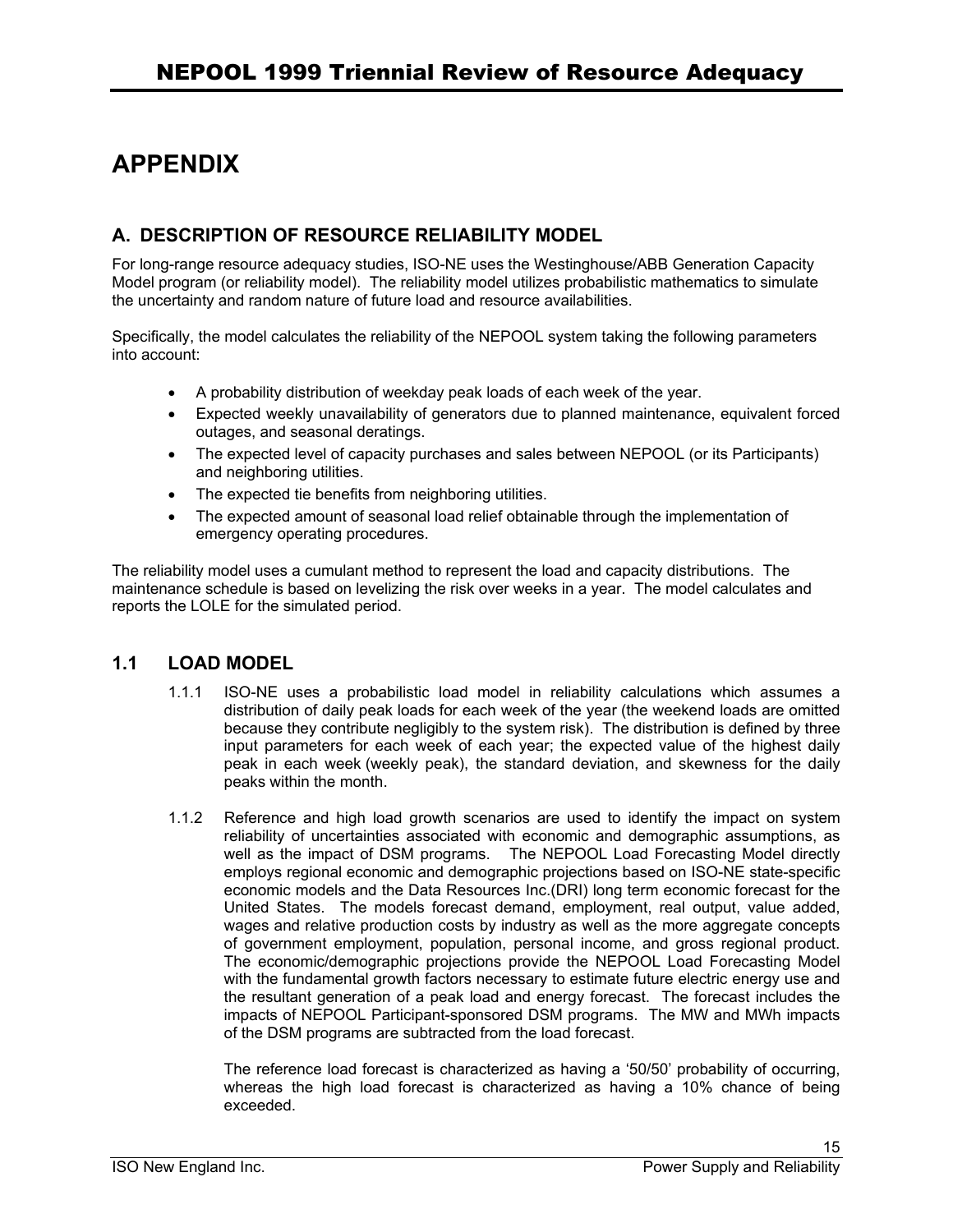# APPENDIX

## A. DESCRIPTION OF RESOURCE RELIABILITY MODEL

For long-range resource adequacy studies, ISO-NE uses the Westinghouse/ABB Generation Capacity Model program (or reliability model). The reliability model utilizes probabilistic mathematics to simulate the uncertainty and random nature of future load and resource availabilities.

Specifically, the model calculates the reliability of the NEPOOL system taking the following parameters into account:

- A probability distribution of weekday peak loads of each week of the year.
- Expected weekly unavailability of generators due to planned maintenance, equivalent forced outages, and seasonal deratings.
- The expected level of capacity purchases and sales between NEPOOL (or its Participants) and neighboring utilities.
- The expected tie benefits from neighboring utilities.
- The expected amount of seasonal load relief obtainable through the implementation of emergency operating procedures.

The reliability model uses a cumulant method to represent the load and capacity distributions. The maintenance schedule is based on levelizing the risk over weeks in a year. The model calculates and reports the LOLE for the simulated period.

## 1.1 LOAD MODEL

1.1.1 ISO-NE uses a probabilistic load model in reliability calculations which assumes a distribution of daily peak loads for each week of the year (the weekend loads are omitted because they contribute negligibly to the system risk). The distribution is defined by three input parameters for each week of each year; the expected value of the highest daily peak in each week (weekly peak), the standard deviation, and skewness for the daily peaks within the month.

1.1.2 Reference and high load growth scenarios are used to identify the impact on system reliability of uncertainties associated with economic and demographic assumptions, as well as the impact of DSM programs. The NEPOOL Load Forecasting Model directly employs regional economic and demographic projections based on ISO-NE state-specific economic models and the Data Resources Inc.(DRI) long term economic forecast for the United States. The models forecast demand, employment, real output, value added, wages and relative production costs by industry as well as the more aggregate concepts of government employment, population, personal income, and gross regional product. The economic/demographic projections provide the NEPOOL Load Forecasting Model with the fundamental growth factors necessary to estimate future electric energy use and the resultant generation of a peak load and energy forecast. The forecast includes the impacts of NEPOOL Participant-sponsored DSM programs. The MW and MWh impacts of the DSM programs are subtracted from the load forecast.

The reference load forecast is characterized as having a '50/50' probability of occurring, whereas the high load forecast is characterized as having a 10% chance of being exceeded.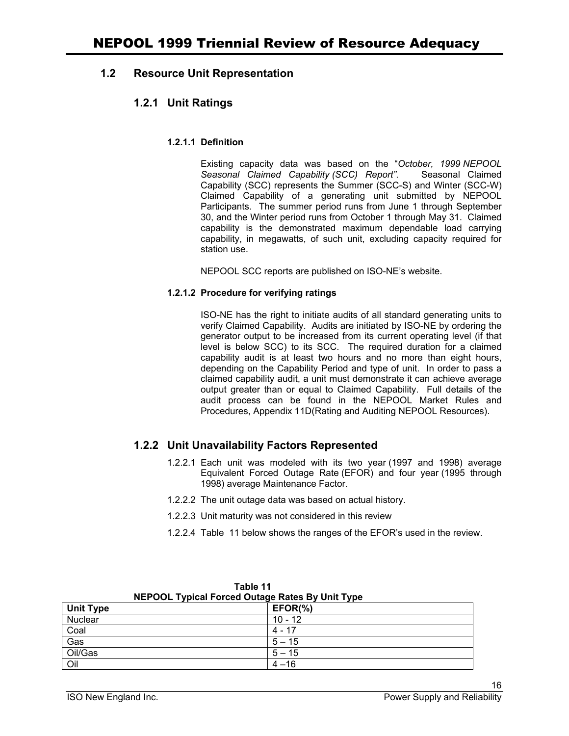## 1.2 Resource Unit Representation

### 1.2.1 Unit Ratings

#### 1.2.1.1 Definition

Existing capacity data was based on the "*October, 1999 NEPOOL Seasonal Claimed Capability (SCC) Report"*. Seasonal Claimed Capability (SCC) represents the Summer (SCC-S) and Winter (SCC-W) Claimed Capability of a generating unit submitted by NEPOOL Participants. The summer period runs from June 1 through September 30, and the Winter period runs from October 1 through May 31. Claimed capability is the demonstrated maximum dependable load carrying capability, in megawatts, of such unit, excluding capacity required for station use.

NEPOOL SCC reports are published on ISO-NE's website.

#### 1.2.1.2 Procedure for verifying ratings

ISO-NE has the right to initiate audits of all standard generating units to verify Claimed Capability. Audits are initiated by ISO-NE by ordering the generator output to be increased from its current operating level (if that level is below SCC) to its SCC. The required duration for a claimed capability audit is at least two hours and no more than eight hours, depending on the Capability Period and type of unit. In order to pass a claimed capability audit, a unit must demonstrate it can achieve average output greater than or equal to Claimed Capability. Full details of the audit process can be found in the NEPOOL Market Rules and Procedures, Appendix 11D(Rating and Auditing NEPOOL Resources).

### 1.2.2 Unit Unavailability Factors Represented

1.2.2.1 Each unit was modeled with its two year (1997 and 1998) average Equivalent Forced Outage Rate (EFOR) and four year (1995 through 1998) average Maintenance Factor.

1.2.2.2 The unit outage data was based on actual history.

1.2.2.3 Unit maturity was not considered in this review

1.2.2.4 Table 11 below shows the ranges of the EFOR's used in the review.

**Table 11**
**NEPOOL Typical Forced Outage Rates By Unit Type**

| Unit Type | EFOR(%) |
|---|---|
| Nuclear | 10 - 12 |
| Coal | 4 - 17 |
| Gas | 5 – 15 |
| Oil/Gas | 5 – 15 |
| Oil | 4 –16 |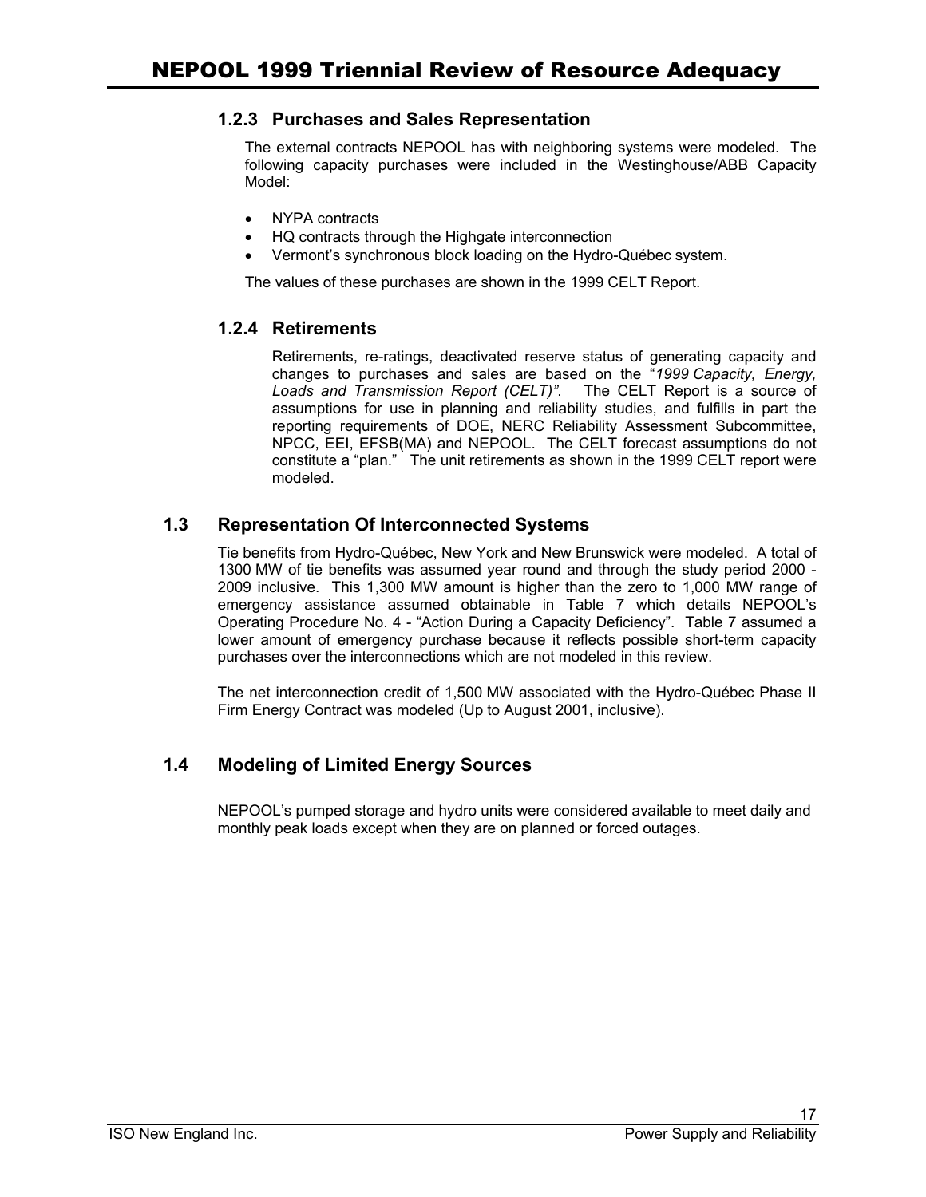### 1.2.3 Purchases and Sales Representation

The external contracts NEPOOL has with neighboring systems were modeled. The following capacity purchases were included in the Westinghouse/ABB Capacity Model:

- NYPA contracts
- HQ contracts through the Highgate interconnection
- Vermont's synchronous block loading on the Hydro-Québec system.

The values of these purchases are shown in the 1999 CELT Report.

### 1.2.4 Retirements

Retirements, re-ratings, deactivated reserve status of generating capacity and changes to purchases and sales are based on the "*1999 Capacity, Energy, Loads and Transmission Report (CELT)"*. The CELT Report is a source of assumptions for use in planning and reliability studies, and fulfills in part the reporting requirements of DOE, NERC Reliability Assessment Subcommittee, NPCC, EEI, EFSB(MA) and NEPOOL. The CELT forecast assumptions do not constitute a "plan." The unit retirements as shown in the 1999 CELT report were modeled.

## 1.3 Representation Of Interconnected Systems

Tie benefits from Hydro-Québec, New York and New Brunswick were modeled. A total of 1300 MW of tie benefits was assumed year round and through the study period 2000 - 2009 inclusive. This 1,300 MW amount is higher than the zero to 1,000 MW range of emergency assistance assumed obtainable in Table 7 which details NEPOOL's Operating Procedure No. 4 - "Action During a Capacity Deficiency". Table 7 assumed a lower amount of emergency purchase because it reflects possible short-term capacity purchases over the interconnections which are not modeled in this review.

The net interconnection credit of 1,500 MW associated with the Hydro-Québec Phase II Firm Energy Contract was modeled (Up to August 2001, inclusive).

## 1.4 Modeling of Limited Energy Sources

NEPOOL's pumped storage and hydro units were considered available to meet daily and monthly peak loads except when they are on planned or forced outages.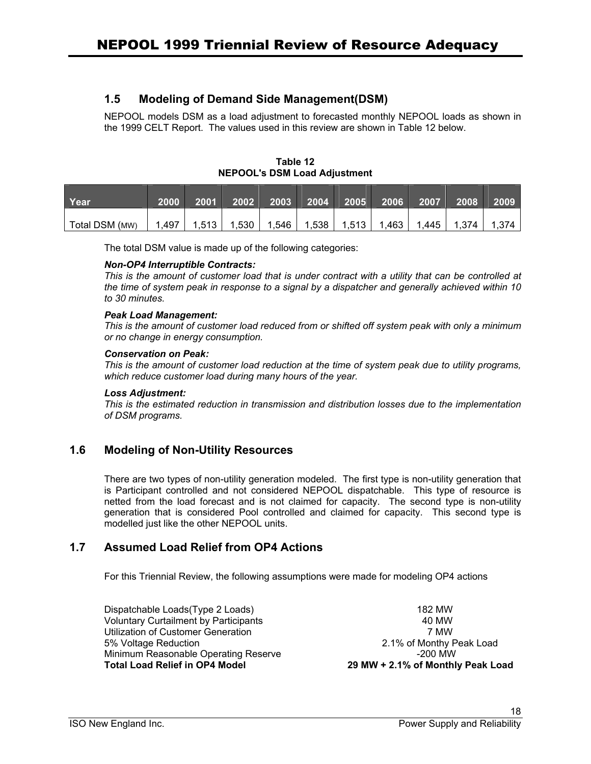## 1.5 Modeling of Demand Side Management(DSM)

NEPOOL models DSM as a load adjustment to forecasted monthly NEPOOL loads as shown in the 1999 CELT Report. The values used in this review are shown in Table 12 below.

**Table 12**
**NEPOOL's DSM Load Adjustment**

| Year | 2000 | 2001 | 2002 | 2003 | 2004 | 2005 | 2006 | 2007 | 2008 | 2009 |
|---|---|---|---|---|---|---|---|---|---|---|
| Total DSM (MW) | 1,497 | 1,513 | 1,530 | 1,546 | 1,538 | 1,513 | 1,463 | 1,445 | 1,374 | 1,374 |

The total DSM value is made up of the following categories:

***Non-OP4 Interruptible Contracts:***
*This is the amount of customer load that is under contract with a utility that can be controlled at the time of system peak in response to a signal by a dispatcher and generally achieved within 10 to 30 minutes.*

***Peak Load Management:***
*This is the amount of customer load reduced from or shifted off system peak with only a minimum or no change in energy consumption.*

***Conservation on Peak:***
*This is the amount of customer load reduction at the time of system peak due to utility programs, which reduce customer load during many hours of the year.*

***Loss Adjustment:***
*This is the estimated reduction in transmission and distribution losses due to the implementation of DSM programs.*

## 1.6 Modeling of Non-Utility Resources

There are two types of non-utility generation modeled. The first type is non-utility generation that is Participant controlled and not considered NEPOOL dispatchable. This type of resource is netted from the load forecast and is not claimed for capacity. The second type is non-utility generation that is considered Pool controlled and claimed for capacity. This second type is modelled just like the other NEPOOL units.

## 1.7 Assumed Load Relief from OP4 Actions

For this Triennial Review, the following assumptions were made for modeling OP4 actions

| | |
|---|---|
| Dispatchable Loads(Type 2 Loads) | 182 MW |
| Voluntary Curtailment by Participants | 40 MW |
| Utilization of Customer Generation | 7 MW |
| 5% Voltage Reduction | 2.1% of Monthy Peak Load |
| Minimum Reasonable Operating Reserve | -200 MW |
| **Total Load Relief in OP4 Model** | **29 MW + 2.1% of Monthly Peak Load** |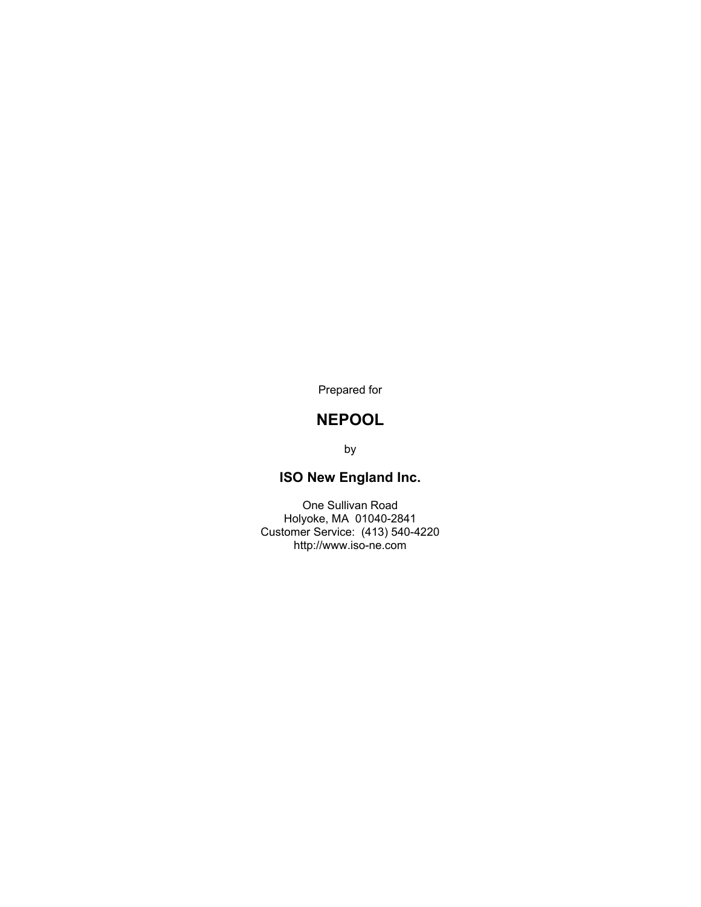Prepared for

**NEPOOL**

by

**ISO New England Inc.**

One Sullivan Road
Holyoke, MA 01040-2841
Customer Service: (413) 540-4220
http://www.iso-ne.com